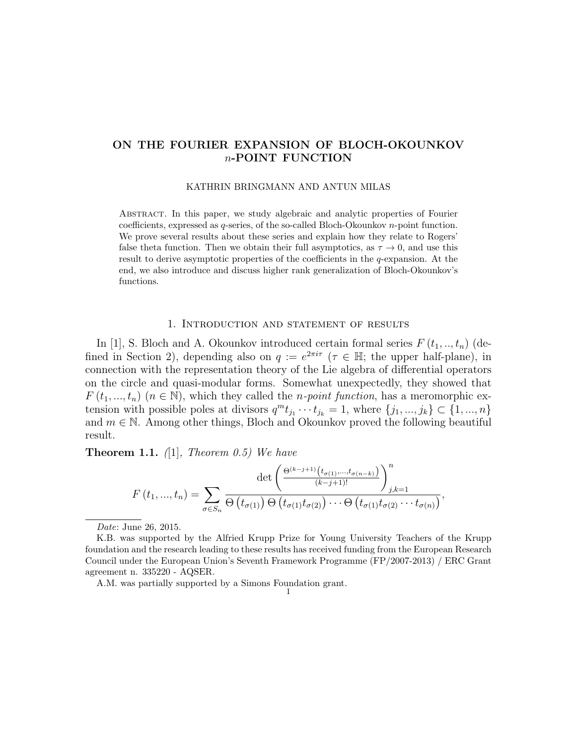# ON THE FOURIER EXPANSION OF BLOCH-OKOUNKOV $n$-POINT FUNCTION

KATHRIN BRINGMANN AND ANTUN MILAS

Abstract. In this paper, we study algebraic and analytic properties of Fourier coefficients, expressed as $q$-series, of the so-called Bloch-Okounkov $n$-point function. We prove several results about these series and explain how they relate to Rogers' false theta function. Then we obtain their full asymptotics, as $\tau \to 0$, and use this result to derive asymptotic properties of the coefficients in the $q$-expansion. At the end, we also introduce and discuss higher rank generalization of Bloch-Okounkov's functions.

## 1. Introduction and statement of results

In [1], S. Bloch and A. Okounkov introduced certain formal series $F(t_1, .., t_n)$ (defined in Section 2), depending also on $q := e^{2\pi i\tau}$ ($\tau \in \mathbb{H}$; the upper half-plane), in connection with the representation theory of the Lie algebra of differential operators on the circle and quasi-modular forms. Somewhat unexpectedly, they showed that $F(t_1, ..., t_n)$ ($n \in \mathbb{N}$), which they called the *n-point function*, has a meromorphic extension with possible poles at divisors $q^m t_{j_1} \cdots t_{j_k} = 1$, where $\{j_1, ..., j_k\} \subset \{1, ..., n\}$ and $m \in \mathbb{N}$. Among other things, Bloch and Okounkov proved the following beautiful result.

**Theorem 1.1.** *([1], Theorem 0.5) We have*

$$F(t_1, ..., t_n) = \sum_{\sigma \in S_n} \frac{\det \left( \frac{\Theta^{(k-j+1)}\left(t_{\sigma(1)}, ..., t_{\sigma(n-k)}\right)}{(k-j+1)!} \right)_{j,k=1}^{n}}{\Theta\left(t_{\sigma(1)}\right) \Theta\left(t_{\sigma(1)} t_{\sigma(2)}\right) \cdots \Theta\left(t_{\sigma(1)} t_{\sigma(2)} \cdots t_{\sigma(n)}\right)},$$

---

*Date*: June 26, 2015.

K.B. was supported by the Alfried Krupp Prize for Young University Teachers of the Krupp foundation and the research leading to these results has received funding from the European Research Council under the European Union's Seventh Framework Programme (FP/2007-2013) / ERC Grant agreement n. 335220 - AQSER.

A.M. was partially supported by a Simons Foundation grant.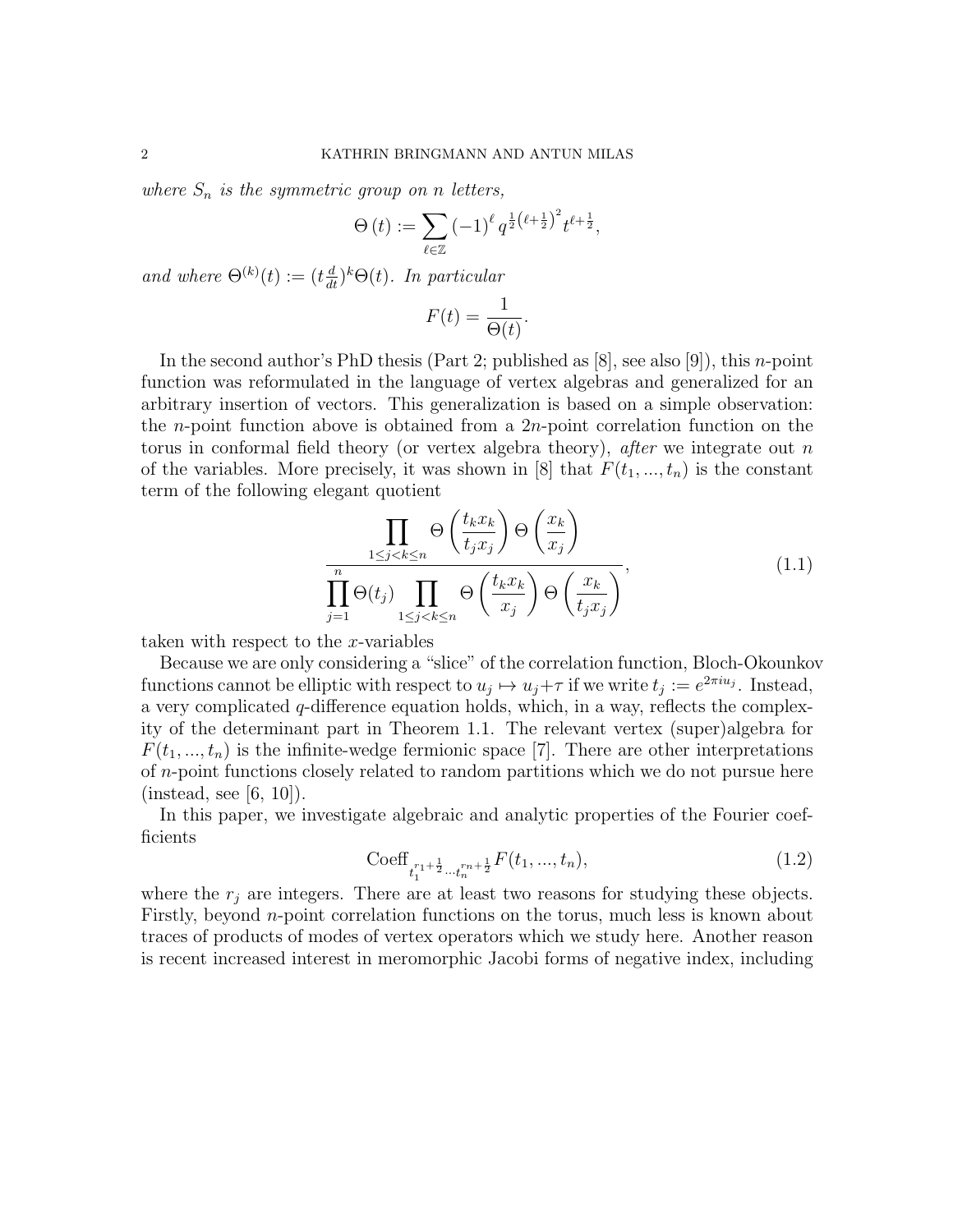*where $S_n$ is the symmetric group on $n$ letters,*

$$\Theta\left(t\right) := \sum_{\ell\in\mathbb{Z}} \left(-1\right)^{\ell} q^{\frac{1}{2}\left(\ell+\frac{1}{2}\right)^2} t^{\ell+\frac{1}{2}},$$

*and where $\Theta^{(k)}(t) := (t\frac{d}{dt})^k\Theta(t)$. In particular*

$$F(t) = \frac{1}{\Theta(t)}.$$

In the second author's PhD thesis (Part 2; published as [8], see also [9]), this $n$-point function was reformulated in the language of vertex algebras and generalized for an arbitrary insertion of vectors. This generalization is based on a simple observation: the $n$-point function above is obtained from a $2n$-point correlation function on the torus in conformal field theory (or vertex algebra theory), *after* we integrate out $n$ of the variables. More precisely, it was shown in [8] that $F(t_1, ..., t_n)$ is the constant term of the following elegant quotient

$$\frac{\displaystyle\prod_{1\leq j<k\leq n} \Theta\left(\frac{t_k x_k}{t_j x_j}\right)\Theta\left(\frac{x_k}{x_j}\right)}{\displaystyle\prod_{j=1}^{n}\Theta(t_j)\prod_{1\leq j<k\leq n}\Theta\left(\frac{t_k x_k}{x_j}\right)\Theta\left(\frac{x_k}{t_j x_j}\right)}, \tag{1.1}$$

taken with respect to the $x$-variables

Because we are only considering a "slice" of the correlation function, Bloch-Okounkov functions cannot be elliptic with respect to $u_j \mapsto u_j+\tau$ if we write $t_j := e^{2\pi i u_j}$. Instead, a very complicated $q$-difference equation holds, which, in a way, reflects the complexity of the determinant part in Theorem 1.1. The relevant vertex (super)algebra for $F(t_1, ..., t_n)$ is the infinite-wedge fermionic space [7]. There are other interpretations of $n$-point functions closely related to random partitions which we do not pursue here (instead, see [6, 10]).

In this paper, we investigate algebraic and analytic properties of the Fourier coefficients

$$\operatorname{Coeff}_{t_1^{r_1+\frac{1}{2}}\cdots t_n^{r_n+\frac{1}{2}}} F(t_1, ..., t_n), \tag{1.2}$$

where the $r_j$ are integers. There are at least two reasons for studying these objects. Firstly, beyond $n$-point correlation functions on the torus, much less is known about traces of products of modes of vertex operators which we study here. Another reason is recent increased interest in meromorphic Jacobi forms of negative index, including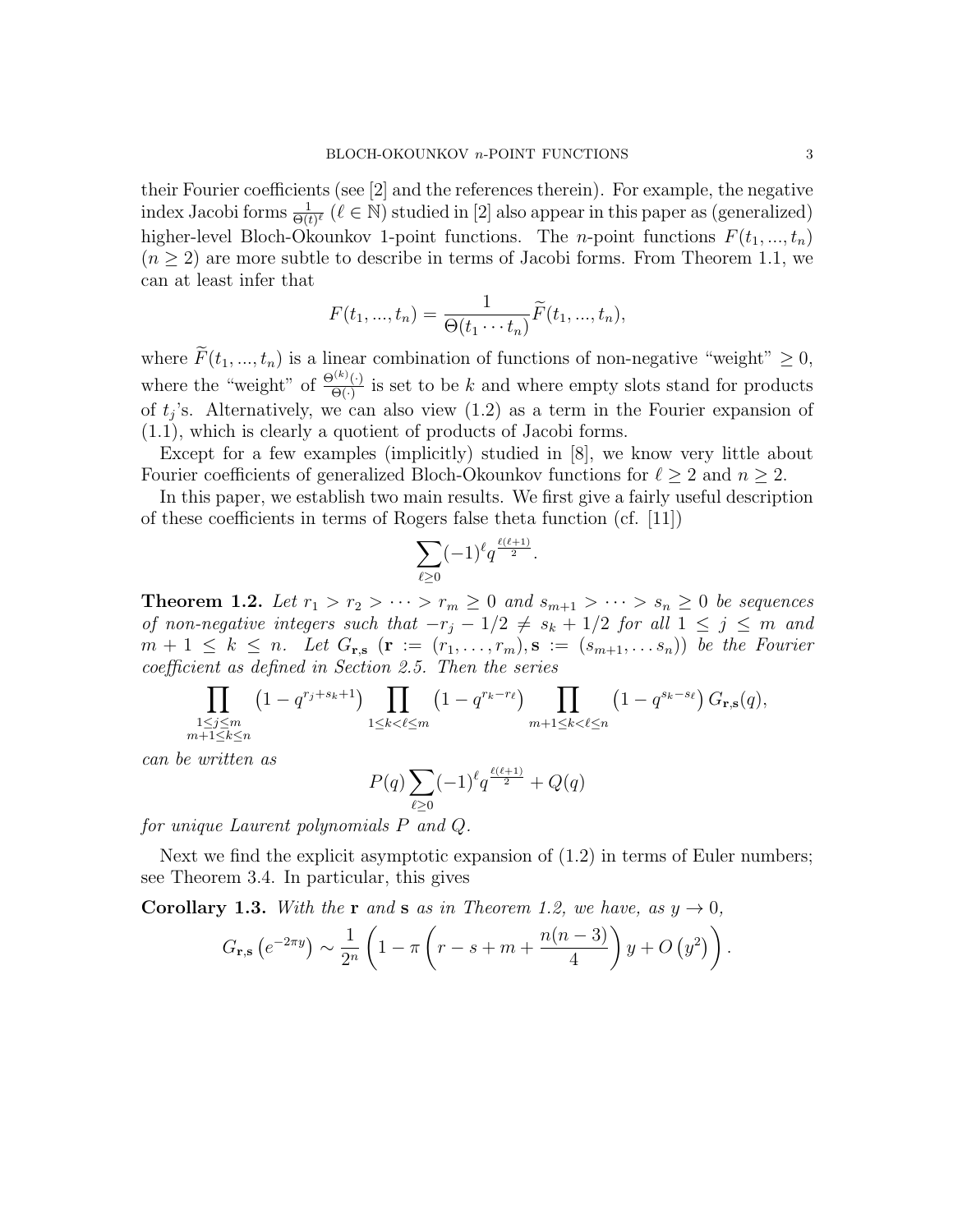their Fourier coefficients (see [2] and the references therein). For example, the negative index Jacobi forms $\frac{1}{\Theta(t)^\ell}$ ($\ell \in \mathbb{N}$) studied in [2] also appear in this paper as (generalized) higher-level Bloch-Okounkov 1-point functions. The $n$-point functions $F(t_1, ..., t_n)$ ($n \geq 2$) are more subtle to describe in terms of Jacobi forms. From Theorem 1.1, we can at least infer that

$$F(t_1, ..., t_n) = \frac{1}{\Theta(t_1 \cdots t_n)} \widetilde{F}(t_1, ..., t_n),$$

where $\widetilde{F}(t_1, ..., t_n)$ is a linear combination of functions of non-negative "weight" $\geq 0$, where the "weight" of $\frac{\Theta^{(k)}(\cdot)}{\Theta(\cdot)}$ is set to be $k$ and where empty slots stand for products of $t_j$'s. Alternatively, we can also view (1.2) as a term in the Fourier expansion of (1.1), which is clearly a quotient of products of Jacobi forms.

Except for a few examples (implicitly) studied in [8], we know very little about Fourier coefficients of generalized Bloch-Okounkov functions for $\ell \geq 2$ and $n \geq 2$.

In this paper, we establish two main results. We first give a fairly useful description of these coefficients in terms of Rogers false theta function (cf. [11])

$$\sum_{\ell \geq 0} (-1)^\ell q^{\frac{\ell(\ell+1)}{2}}.$$

**Theorem 1.2.** *Let $r_1 > r_2 > \cdots > r_m \geq 0$ and $s_{m+1} > \cdots > s_n \geq 0$ be sequences of non-negative integers such that $-r_j - 1/2 \neq s_k + 1/2$ for all $1 \leq j \leq m$ and $m+1 \leq k \leq n$. Let $G_{\mathbf{r},\mathbf{s}}$ ($\mathbf{r} := (r_1, \ldots, r_m), \mathbf{s} := (s_{m+1}, \ldots s_n)$) be the Fourier coefficient as defined in Section 2.5. Then the series*

$$\prod_{\substack{1 \leq j \leq m \\ m+1 \leq k \leq n}} \left(1 - q^{r_j + s_k + 1}\right) \prod_{1 \leq k < \ell \leq m} \left(1 - q^{r_k - r_\ell}\right) \prod_{m+1 \leq k < \ell \leq n} \left(1 - q^{s_k - s_\ell}\right) G_{\mathbf{r},\mathbf{s}}(q),$$

*can be written as*

$$P(q) \sum_{\ell \geq 0} (-1)^\ell q^{\frac{\ell(\ell+1)}{2}} + Q(q)$$

*for unique Laurent polynomials $P$ and $Q$.*

Next we find the explicit asymptotic expansion of (1.2) in terms of Euler numbers; see Theorem 3.4. In particular, this gives

**Corollary 1.3.** *With the $\mathbf{r}$ and $\mathbf{s}$ as in Theorem 1.2, we have, as $y \to 0$,*

$$G_{\mathbf{r},\mathbf{s}}\left(e^{-2\pi y}\right) \sim \frac{1}{2^n} \left(1 - \pi \left(r - s + m + \frac{n(n-3)}{4}\right) y + O\left(y^2\right)\right).$$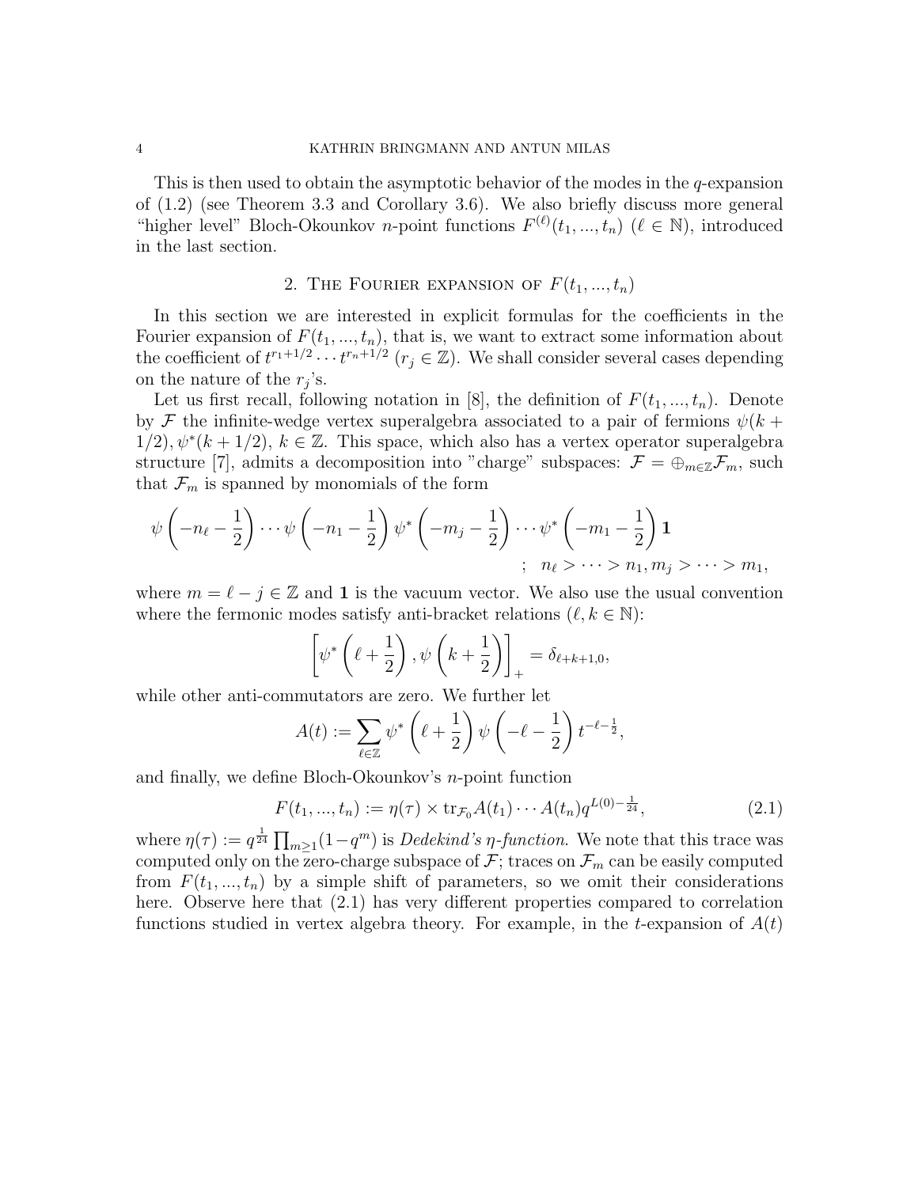This is then used to obtain the asymptotic behavior of the modes in the $q$-expansion of (1.2) (see Theorem 3.3 and Corollary 3.6). We also briefly discuss more general "higher level" Bloch-Okounkov $n$-point functions $F^{(\ell)}(t_1, ..., t_n)$ ($\ell \in \mathbb{N}$), introduced in the last section.

## 2. The Fourier expansion of $F(t_1, ..., t_n)$

In this section we are interested in explicit formulas for the coefficients in the Fourier expansion of $F(t_1, ..., t_n)$, that is, we want to extract some information about the coefficient of $t^{r_1+1/2} \cdots t^{r_n+1/2}$ ($r_j \in \mathbb{Z}$). We shall consider several cases depending on the nature of the $r_j$'s.

Let us first recall, following notation in [8], the definition of $F(t_1, ..., t_n)$. Denote by $\mathcal{F}$ the infinite-wedge vertex superalgebra associated to a pair of fermions $\psi(k + 1/2), \psi^*(k + 1/2)$, $k \in \mathbb{Z}$. This space, which also has a vertex operator superalgebra structure [7], admits a decomposition into "charge" subspaces: $\mathcal{F} = \oplus_{m \in \mathbb{Z}} \mathcal{F}_m$, such that $\mathcal{F}_m$ is spanned by monomials of the form

$$\psi\left(-n_\ell - \frac{1}{2}\right) \cdots \psi\left(-n_1 - \frac{1}{2}\right) \psi^*\left(-m_j - \frac{1}{2}\right) \cdots \psi^*\left(-m_1 - \frac{1}{2}\right) \mathbf{1} \quad ; \quad n_\ell > \cdots > n_1, m_j > \cdots > m_1,$$

where $m = \ell - j \in \mathbb{Z}$ and $\mathbf{1}$ is the vacuum vector. We also use the usual convention where the fermonic modes satisfy anti-bracket relations ($\ell, k \in \mathbb{N}$):

$$\left[\psi^*\left(\ell + \frac{1}{2}\right), \psi\left(k + \frac{1}{2}\right)\right]_+ = \delta_{\ell+k+1,0},$$

while other anti-commutators are zero. We further let

$$A(t) := \sum_{\ell \in \mathbb{Z}} \psi^*\left(\ell + \frac{1}{2}\right) \psi\left(-\ell - \frac{1}{2}\right) t^{-\ell - \frac{1}{2}},$$

and finally, we define Bloch-Okounkov's $n$-point function

$$F(t_1, ..., t_n) := \eta(\tau) \times \mathrm{tr}_{\mathcal{F}_0} A(t_1) \cdots A(t_n) q^{L(0) - \frac{1}{24}}, \tag{2.1}$$

where $\eta(\tau) := q^{\frac{1}{24}} \prod_{m \geq 1} (1 - q^m)$ is *Dedekind's $\eta$-function*. We note that this trace was computed only on the zero-charge subspace of $\mathcal{F}$; traces on $\mathcal{F}_m$ can be easily computed from $F(t_1, ..., t_n)$ by a simple shift of parameters, so we omit their considerations here. Observe here that (2.1) has very different properties compared to correlation functions studied in vertex algebra theory. For example, in the $t$-expansion of $A(t)$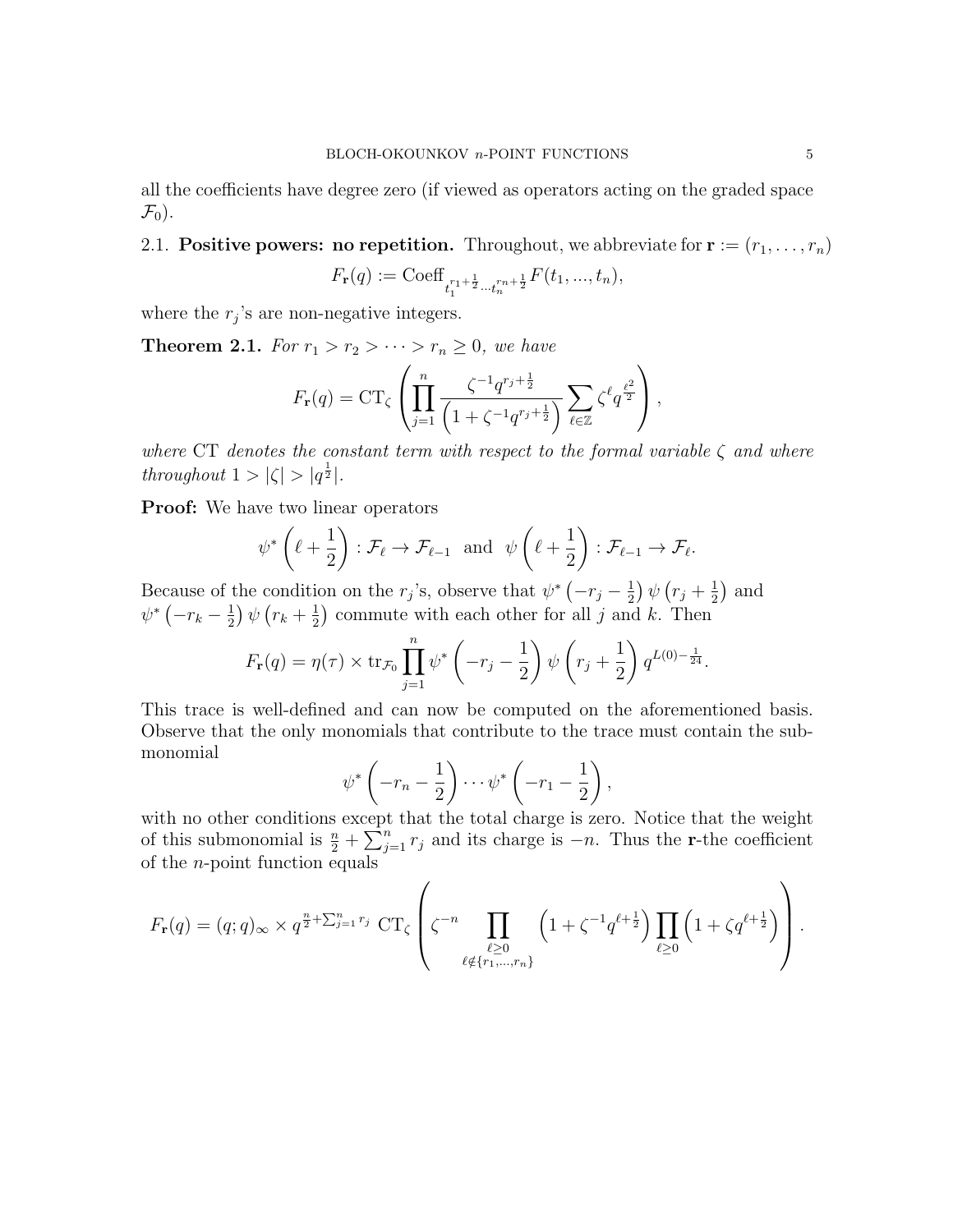all the coefficients have degree zero (if viewed as operators acting on the graded space $\mathcal{F}_0$).

### 2.1. **Positive powers: no repetition.**

Throughout, we abbreviate for $\mathbf{r} := (r_1, \ldots, r_n)$

$$F_{\mathbf{r}}(q) := \mathrm{Coeff}_{t_1^{r_1+\frac{1}{2}} \cdots t_n^{r_n+\frac{1}{2}}} F(t_1, ..., t_n),$$

where the $r_j$'s are non-negative integers.

**Theorem 2.1.** *For $r_1 > r_2 > \cdots > r_n \geq 0$, we have*

$$F_{\mathbf{r}}(q) = \mathrm{CT}_\zeta \left( \prod_{j=1}^{n} \frac{\zeta^{-1} q^{r_j + \frac{1}{2}}}{\left(1 + \zeta^{-1} q^{r_j+\frac{1}{2}}\right)} \sum_{\ell \in \mathbb{Z}} \zeta^\ell q^{\frac{\ell^2}{2}} \right),$$

*where* CT *denotes the constant term with respect to the formal variable $\zeta$ and where throughout $1 > |\zeta| > |q^{\frac{1}{2}}|$.*

**Proof:** We have two linear operators

$$\psi^*\left(\ell + \frac{1}{2}\right) : \mathcal{F}_\ell \to \mathcal{F}_{\ell-1} \quad \text{and} \quad \psi\left(\ell + \frac{1}{2}\right) : \mathcal{F}_{\ell-1} \to \mathcal{F}_\ell.$$

Because of the condition on the $r_j$'s, observe that $\psi^*\left(-r_j - \frac{1}{2}\right)\psi\left(r_j + \frac{1}{2}\right)$ and $\psi^*\left(-r_k - \frac{1}{2}\right)\psi\left(r_k + \frac{1}{2}\right)$ commute with each other for all $j$ and $k$. Then

$$F_{\mathbf{r}}(q) = \eta(\tau) \times \mathrm{tr}_{\mathcal{F}_0} \prod_{j=1}^{n} \psi^*\left(-r_j - \frac{1}{2}\right) \psi\left(r_j + \frac{1}{2}\right) q^{L(0) - \frac{1}{24}}.$$

This trace is well-defined and can now be computed on the aforementioned basis. Observe that the only monomials that contribute to the trace must contain the submonomial

$$\psi^*\left(-r_n - \frac{1}{2}\right) \cdots \psi^*\left(-r_1 - \frac{1}{2}\right),$$

with no other conditions except that the total charge is zero. Notice that the weight of this submonomial is $\frac{n}{2} + \sum_{j=1}^n r_j$ and its charge is $-n$. Thus the $\mathbf{r}$-the coefficient of the $n$-point function equals

$$F_{\mathbf{r}}(q) = (q;q)_\infty \times q^{\frac{n}{2} + \sum_{j=1}^n r_j} \ \mathrm{CT}_\zeta \left( \zeta^{-n} \prod_{\substack{\ell \geq 0 \\ \ell \notin \{r_1, \ldots, r_n\}}} \left(1 + \zeta^{-1} q^{\ell + \frac{1}{2}}\right) \prod_{\ell \geq 0} \left(1 + \zeta q^{\ell + \frac{1}{2}}\right) \right).$$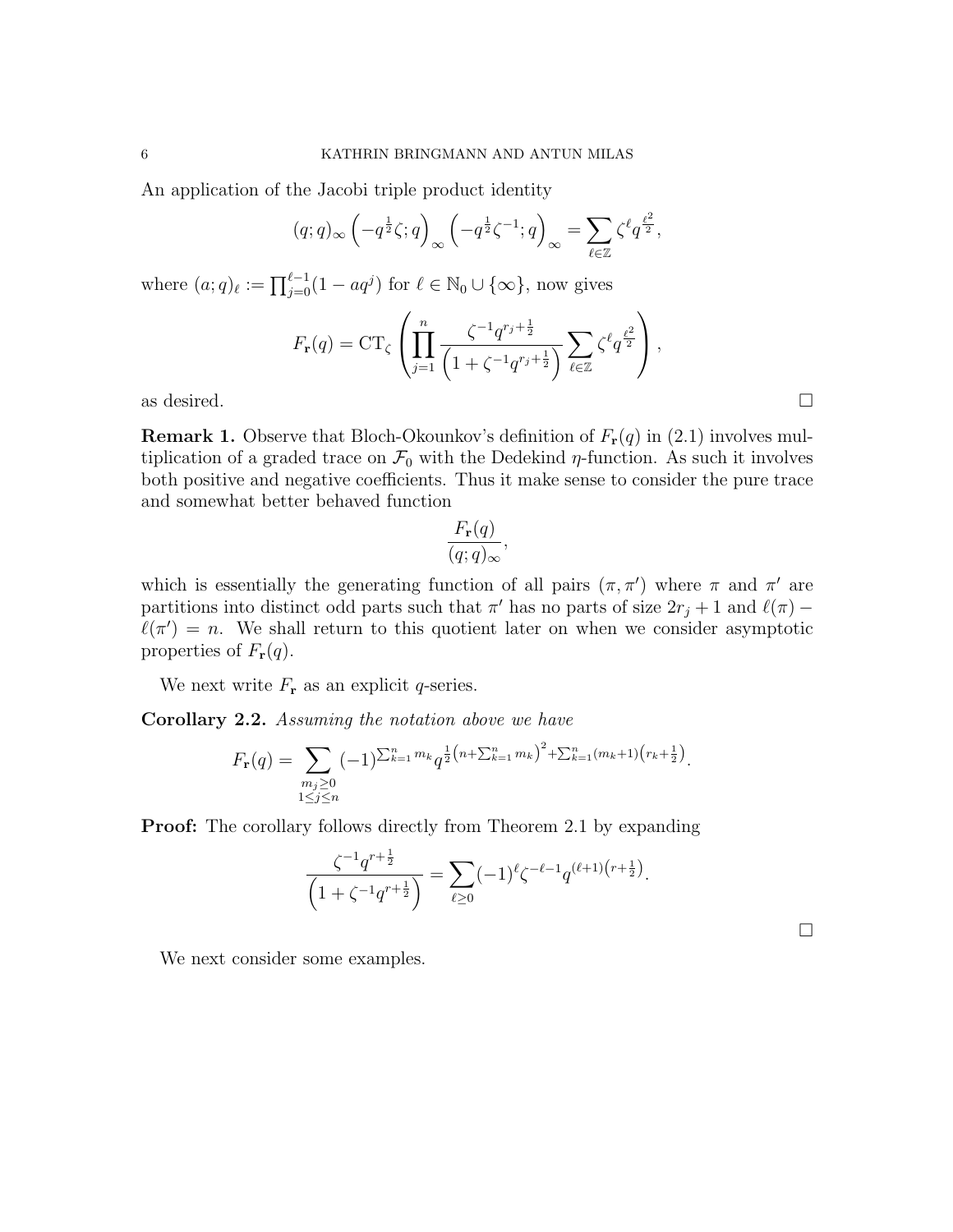An application of the Jacobi triple product identity

$$(q;q)_\infty \left(-q^{\frac{1}{2}}\zeta;q\right)_\infty \left(-q^{\frac{1}{2}}\zeta^{-1};q\right)_\infty = \sum_{\ell\in\mathbb{Z}} \zeta^\ell q^{\frac{\ell^2}{2}},$$

where $(a;q)_\ell := \prod_{j=0}^{\ell-1}(1-aq^j)$ for $\ell \in \mathbb{N}_0 \cup \{\infty\}$, now gives

$$F_{\mathbf{r}}(q) = \mathrm{CT}_\zeta \left( \prod_{j=1}^{n} \frac{\zeta^{-1}q^{r_j+\frac{1}{2}}}{\left(1+\zeta^{-1}q^{r_j+\frac{1}{2}}\right)} \sum_{\ell\in\mathbb{Z}} \zeta^\ell q^{\frac{\ell^2}{2}} \right),$$

as desired. □

**Remark 1.** Observe that Bloch-Okounkov's definition of $F_{\mathbf{r}}(q)$ in (2.1) involves multiplication of a graded trace on $\mathcal{F}_0$ with the Dedekind $\eta$-function. As such it involves both positive and negative coefficients. Thus it make sense to consider the pure trace and somewhat better behaved function

$$\frac{F_{\mathbf{r}}(q)}{(q;q)_\infty},$$

which is essentially the generating function of all pairs $(\pi, \pi')$ where $\pi$ and $\pi'$ are partitions into distinct odd parts such that $\pi'$ has no parts of size $2r_j+1$ and $\ell(\pi) - \ell(\pi') = n$. We shall return to this quotient later on when we consider asymptotic properties of $F_{\mathbf{r}}(q)$.

We next write $F_{\mathbf{r}}$ as an explicit $q$-series.

**Corollary 2.2.** *Assuming the notation above we have*

$$F_{\mathbf{r}}(q) = \sum_{\substack{m_j\geq 0\\ 1\leq j\leq n}} (-1)^{\sum_{k=1}^n m_k} q^{\frac{1}{2}\left(n+\sum_{k=1}^n m_k\right)^2 + \sum_{k=1}^n (m_k+1)\left(r_k+\frac{1}{2}\right)}.$$

**Proof:** The corollary follows directly from Theorem 2.1 by expanding

$$\frac{\zeta^{-1}q^{r+\frac{1}{2}}}{\left(1+\zeta^{-1}q^{r+\frac{1}{2}}\right)} = \sum_{\ell\geq 0} (-1)^\ell \zeta^{-\ell-1} q^{(\ell+1)\left(r+\frac{1}{2}\right)}.$$

□

We next consider some examples.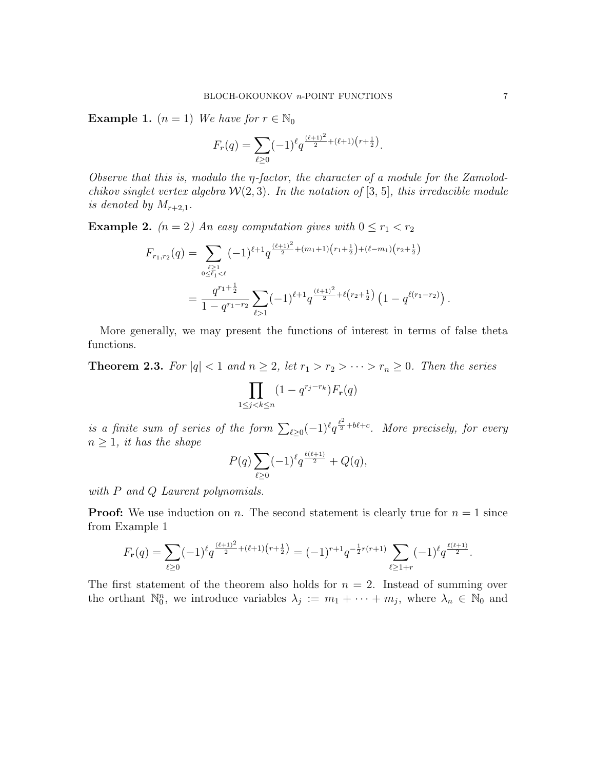**Example 1.** $(n = 1)$ *We have for* $r \in \mathbb{N}_0$

$$F_r(q) = \sum_{\ell \geq 0} (-1)^\ell q^{\frac{(\ell+1)^2}{2} + (\ell+1)\left(r + \frac{1}{2}\right)}.$$

*Observe that this is, modulo the* $\eta$*-factor, the character of a module for the Zamolodchikov singlet vertex algebra* $\mathcal{W}(2,3)$*. In the notation of* [3, 5]*, this irreducible module is denoted by* $M_{r+2,1}$*.*

**Example 2.** *(*$n = 2$*) An easy computation gives with* $0 \leq r_1 < r_2$

$$\begin{aligned} F_{r_1,r_2}(q) &= \sum_{\substack{\ell \geq 1 \\ 0 \leq \ell_1 < \ell}} (-1)^{\ell+1} q^{\frac{(\ell+1)^2}{2} + (m_1+1)\left(r_1 + \frac{1}{2}\right) + (\ell - m_1)\left(r_2 + \frac{1}{2}\right)} \\ &= \frac{q^{r_1 + \frac{1}{2}}}{1 - q^{r_1 - r_2}} \sum_{\ell > 1} (-1)^{\ell+1} q^{\frac{(\ell+1)^2}{2} + \ell\left(r_2 + \frac{1}{2}\right)} \left(1 - q^{\ell(r_1 - r_2)}\right). \end{aligned}$$

More generally, we may present the functions of interest in terms of false theta functions.

**Theorem 2.3.** *For* $|q| < 1$ *and* $n \geq 2$*, let* $r_1 > r_2 > \cdots > r_n \geq 0$*. Then the series*

$$\prod_{1 \leq j < k \leq n} (1 - q^{r_j - r_k}) F_{\mathbf{r}}(q)$$

*is a finite sum of series of the form* $\sum_{\ell \geq 0} (-1)^\ell q^{\frac{\ell^2}{2} + b\ell + c}$*. More precisely, for every* $n \geq 1$*, it has the shape*

$$P(q) \sum_{\ell \geq 0} (-1)^\ell q^{\frac{\ell(\ell+1)}{2}} + Q(q),$$

*with* $P$ *and* $Q$ *Laurent polynomials.*

**Proof:** We use induction on $n$. The second statement is clearly true for $n = 1$ since from Example 1

$$F_{\mathbf{r}}(q) = \sum_{\ell \geq 0} (-1)^\ell q^{\frac{(\ell+1)^2}{2} + (\ell+1)\left(r + \frac{1}{2}\right)} = (-1)^{r+1} q^{-\frac{1}{2} r(r+1)} \sum_{\ell \geq 1 + r} (-1)^\ell q^{\frac{\ell(\ell+1)}{2}}.$$

The first statement of the theorem also holds for $n = 2$. Instead of summing over the orthant $\mathbb{N}_0^n$, we introduce variables $\lambda_j := m_1 + \cdots + m_j$, where $\lambda_n \in \mathbb{N}_0$ and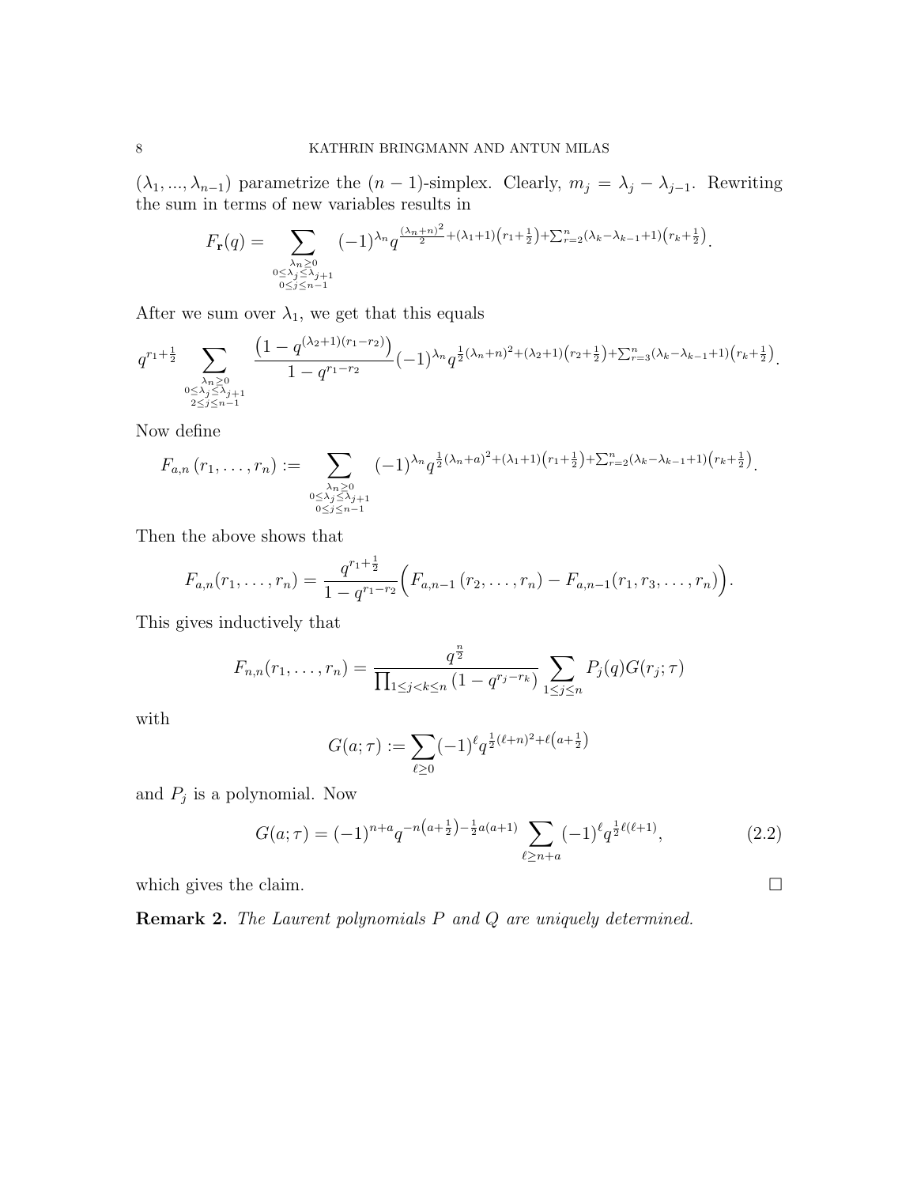$(\lambda_1, ..., \lambda_{n-1})$ parametrize the $(n-1)$-simplex. Clearly, $m_j = \lambda_j - \lambda_{j-1}$. Rewriting the sum in terms of new variables results in

$$F_{\mathbf{r}}(q) = \sum_{\substack{\lambda_n \geq 0 \\ 0 \leq \lambda_j \leq \lambda_{j+1} \\ 0 \leq j \leq n-1}} (-1)^{\lambda_n} q^{\frac{(\lambda_n+n)^2}{2} + (\lambda_1+1)\left(r_1+\frac{1}{2}\right) + \sum_{r=2}^{n} (\lambda_k - \lambda_{k-1}+1)\left(r_k + \frac{1}{2}\right)}.$$

After we sum over $\lambda_1$, we get that this equals

$$q^{r_1+\frac{1}{2}} \sum_{\substack{\lambda_n \geq 0 \\ 0 \leq \lambda_j \leq \lambda_{j+1} \\ 2 \leq j \leq n-1}} \frac{\left(1 - q^{(\lambda_2+1)(r_1-r_2)}\right)}{1 - q^{r_1-r_2}} (-1)^{\lambda_n} q^{\frac{1}{2}(\lambda_n+n)^2 + (\lambda_2+1)\left(r_2+\frac{1}{2}\right) + \sum_{r=3}^{n} (\lambda_k - \lambda_{k-1}+1)\left(r_k+\frac{1}{2}\right)}.$$

Now define

$$F_{a,n}\left(r_1, \ldots, r_n\right) := \sum_{\substack{\lambda_n \geq 0 \\ 0 \leq \lambda_j \leq \lambda_{j+1} \\ 0 \leq j \leq n-1}} (-1)^{\lambda_n} q^{\frac{1}{2}(\lambda_n+a)^2 + (\lambda_1+1)\left(r_1+\frac{1}{2}\right) + \sum_{r=2}^{n} (\lambda_k - \lambda_{k-1}+1)\left(r_k+\frac{1}{2}\right)}.$$

Then the above shows that

$$F_{a,n}(r_1, \ldots, r_n) = \frac{q^{r_1+\frac{1}{2}}}{1 - q^{r_1-r_2}} \Big( F_{a,n-1}\left(r_2, \ldots, r_n\right) - F_{a,n-1}(r_1, r_3, \ldots, r_n) \Big).$$

This gives inductively that

$$F_{n,n}(r_1, \ldots, r_n) = \frac{q^{\frac{n}{2}}}{\prod_{1 \leq j < k \leq n} \left(1 - q^{r_j - r_k}\right)} \sum_{1 \leq j \leq n} P_j(q) G(r_j; \tau)$$

with

$$G(a;\tau) := \sum_{\ell \geq 0} (-1)^{\ell} q^{\frac{1}{2}(\ell+n)^2 + \ell\left(a+\frac{1}{2}\right)}$$

and $P_j$ is a polynomial. Now

$$G(a;\tau) = (-1)^{n+a} q^{-n\left(a+\frac{1}{2}\right) - \frac{1}{2}a(a+1)} \sum_{\ell \geq n+a} (-1)^{\ell} q^{\frac{1}{2}\ell(\ell+1)}, \tag{2.2}$$

which gives the claim. $\square$

**Remark 2.** *The Laurent polynomials $P$ and $Q$ are uniquely determined.*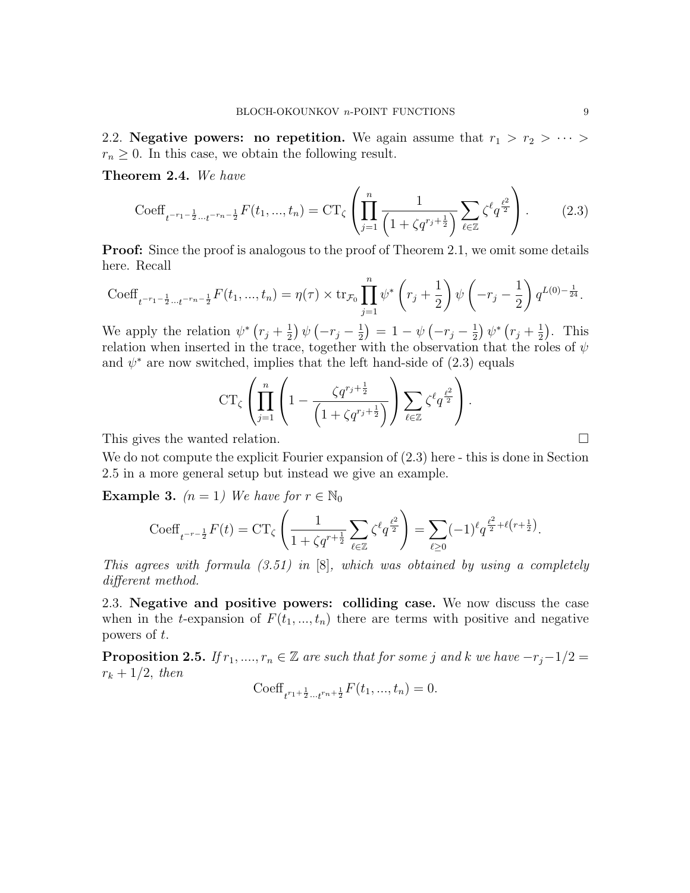2.2. **Negative powers: no repetition.** We again assume that $r_1 > r_2 > \cdots > r_n \geq 0$. In this case, we obtain the following result.

**Theorem 2.4.** *We have*

$$\mathrm{Coeff}_{t^{-r_1-\frac{1}{2}}\cdots t^{-r_n-\frac{1}{2}}} F(t_1,...,t_n) = \mathrm{CT}_\zeta \left( \prod_{j=1}^{n} \frac{1}{\left(1+\zeta q^{r_j+\frac{1}{2}}\right)} \sum_{\ell\in\mathbb{Z}} \zeta^\ell q^{\frac{\ell^2}{2}} \right). \tag{2.3}$$

**Proof:** Since the proof is analogous to the proof of Theorem 2.1, we omit some details here. Recall

$$\mathrm{Coeff}_{t^{-r_1-\frac{1}{2}}\cdots t^{-r_n-\frac{1}{2}}} F(t_1,...,t_n) = \eta(\tau) \times \mathrm{tr}_{\mathcal{F}_0} \prod_{j=1}^{n} \psi^*\left(r_j+\frac{1}{2}\right)\psi\left(-r_j-\frac{1}{2}\right) q^{L(0)-\frac{1}{24}}.$$

We apply the relation $\psi^*\left(r_j+\frac{1}{2}\right)\psi\left(-r_j-\frac{1}{2}\right) = 1 - \psi\left(-r_j-\frac{1}{2}\right)\psi^*\left(r_j+\frac{1}{2}\right)$. This relation when inserted in the trace, together with the observation that the roles of $\psi$ and $\psi^*$ are now switched, implies that the left hand-side of (2.3) equals

$$\mathrm{CT}_\zeta \left( \prod_{j=1}^{n} \left( 1 - \frac{\zeta q^{r_j+\frac{1}{2}}}{\left(1+\zeta q^{r_j+\frac{1}{2}}\right)} \right) \sum_{\ell\in\mathbb{Z}} \zeta^\ell q^{\frac{\ell^2}{2}} \right).$$

This gives the wanted relation. $\square$

We do not compute the explicit Fourier expansion of (2.3) here - this is done in Section 2.5 in a more general setup but instead we give an example.

**Example 3.** *($n=1$) We have for $r \in \mathbb{N}_0$*

$$\mathrm{Coeff}_{t^{-r-\frac{1}{2}}} F(t) = \mathrm{CT}_\zeta \left( \frac{1}{1+\zeta q^{r+\frac{1}{2}}} \sum_{\ell\in\mathbb{Z}} \zeta^\ell q^{\frac{\ell^2}{2}} \right) = \sum_{\ell\geq 0} (-1)^\ell q^{\frac{\ell^2}{2}+\ell\left(r+\frac{1}{2}\right)}.$$

*This agrees with formula (3.51) in [8], which was obtained by using a completely different method.*

2.3. **Negative and positive powers: colliding case.** We now discuss the case when in the $t$-expansion of $F(t_1,...,t_n)$ there are terms with positive and negative powers of $t$.

**Proposition 2.5.** *If $r_1,....,r_n \in \mathbb{Z}$ are such that for some $j$ and $k$ we have $-r_j - 1/2 = r_k + 1/2$, then*

$$\mathrm{Coeff}_{t^{r_1+\frac{1}{2}}\cdots t^{r_n+\frac{1}{2}}} F(t_1,...,t_n) = 0.$$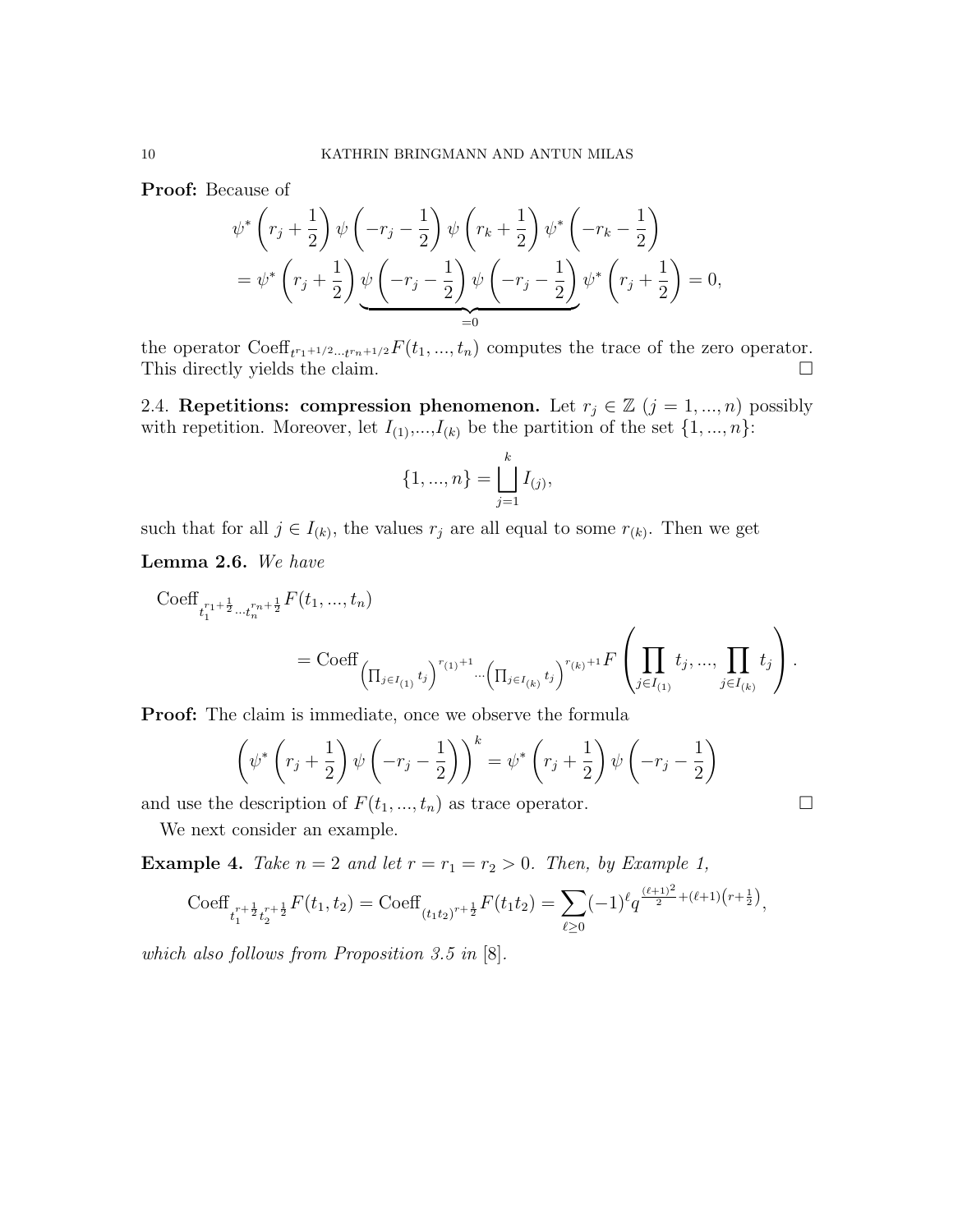**Proof:** Because of

$$\psi^*\left(r_j+\frac{1}{2}\right)\psi\left(-r_j-\frac{1}{2}\right)\psi\left(r_k+\frac{1}{2}\right)\psi^*\left(-r_k-\frac{1}{2}\right)$$
$$=\psi^*\left(r_j+\frac{1}{2}\right)\underbrace{\psi\left(-r_j-\frac{1}{2}\right)\psi\left(-r_j-\frac{1}{2}\right)}_{=0}\psi^*\left(r_j+\frac{1}{2}\right)=0,$$

the operator $\mathrm{Coeff}_{t^{r_1+1/2}\cdots t^{r_n+1/2}}F(t_1,...,t_n)$ computes the trace of the zero operator. This directly yields the claim. $\square$

2.4. **Repetitions: compression phenomenon.** Let $r_j\in\mathbb{Z}$ $(j=1,...,n)$ possibly with repetition. Moreover, let $I_{(1)}$,...,$I_{(k)}$ be the partition of the set $\{1,...,n\}$:

$$\{1,...,n\}=\bigsqcup_{j=1}^{k}I_{(j)},$$

such that for all $j\in I_{(k)}$, the values $r_j$ are all equal to some $r_{(k)}$. Then we get

**Lemma 2.6.** *We have*

$$\mathrm{Coeff}_{t_1^{r_1+\frac{1}{2}}\cdots t_n^{r_n+\frac{1}{2}}}F(t_1,...,t_n)$$
$$=\mathrm{Coeff}_{\left(\prod_{j\in I_{(1)}}t_j\right)^{r_{(1)}+1}\cdots\left(\prod_{j\in I_{(k)}}t_j\right)^{r_{(k)}+1}}F\left(\prod_{j\in I_{(1)}}t_j,...,\prod_{j\in I_{(k)}}t_j\right).$$

**Proof:** The claim is immediate, once we observe the formula

$$\left(\psi^*\left(r_j+\frac{1}{2}\right)\psi\left(-r_j-\frac{1}{2}\right)\right)^k=\psi^*\left(r_j+\frac{1}{2}\right)\psi\left(-r_j-\frac{1}{2}\right)$$

and use the description of $F(t_1,...,t_n)$ as trace operator. $\square$

We next consider an example.

**Example 4.** *Take $n=2$ and let $r=r_1=r_2>0$. Then, by Example 1,*

$$\mathrm{Coeff}_{t_1^{r+\frac{1}{2}}t_2^{r+\frac{1}{2}}}F(t_1,t_2)=\mathrm{Coeff}_{(t_1t_2)^{r+\frac{1}{2}}}F(t_1t_2)=\sum_{\ell\geq 0}(-1)^{\ell}q^{\frac{(\ell+1)^2}{2}+(\ell+1)\left(r+\frac{1}{2}\right)},$$

*which also follows from Proposition 3.5 in* [8].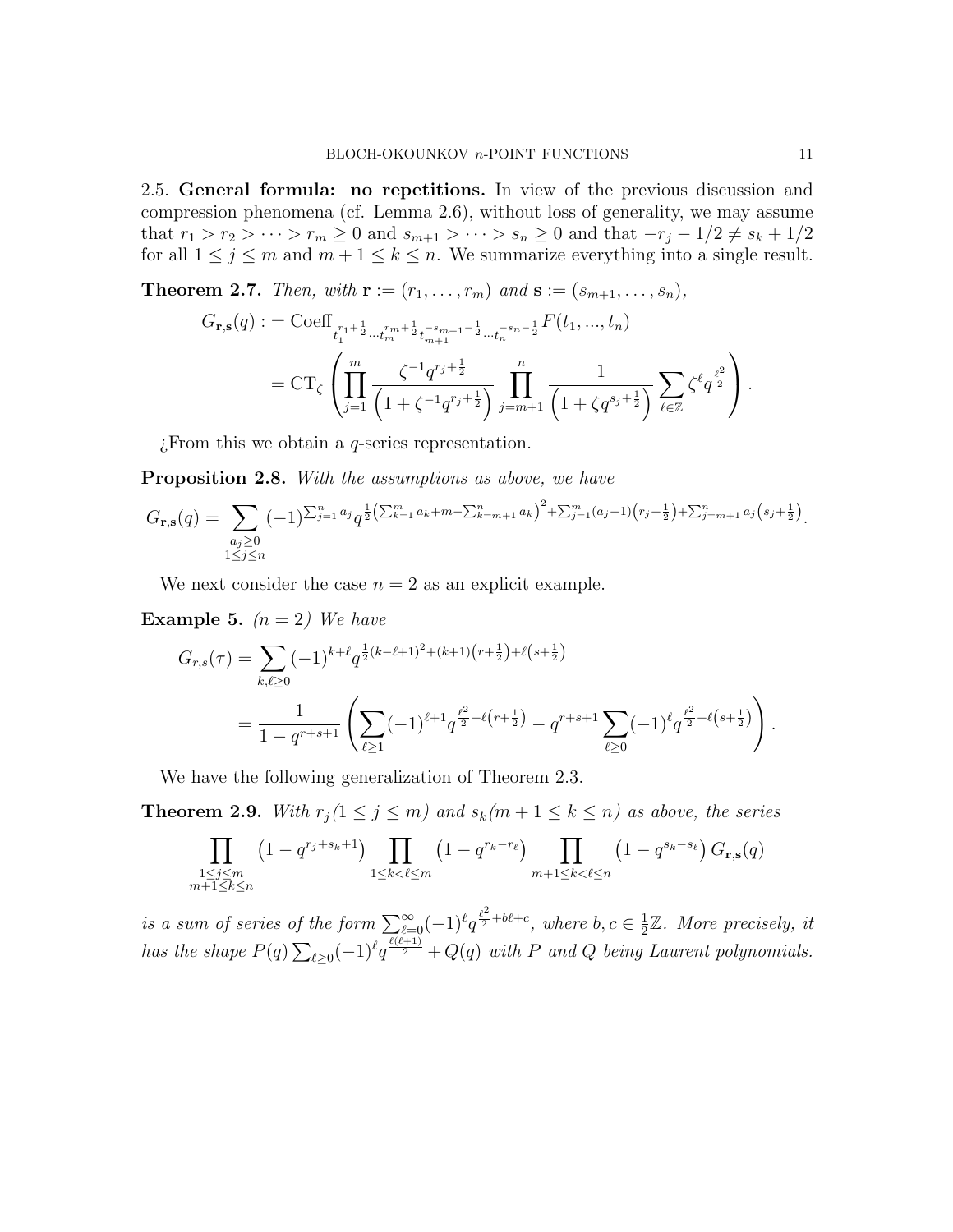2.5. **General formula: no repetitions.** In view of the previous discussion and compression phenomena (cf. Lemma 2.6), without loss of generality, we may assume that $r_1 > r_2 > \cdots > r_m \geq 0$ and $s_{m+1} > \cdots > s_n \geq 0$ and that $-r_j - 1/2 \neq s_k + 1/2$ for all $1 \leq j \leq m$ and $m+1 \leq k \leq n$. We summarize everything into a single result.

**Theorem 2.7.** *Then, with* $\mathbf{r} := (r_1, \ldots, r_m)$ *and* $\mathbf{s} := (s_{m+1}, \ldots, s_n)$,

$$
\begin{aligned}
G_{\mathbf{r},\mathbf{s}}(q) :&= \mathrm{Coeff}_{t_1^{r_1+\frac{1}{2}} \cdots t_m^{r_m+\frac{1}{2}} t_{m+1}^{-s_{m+1}-\frac{1}{2}} \cdots t_n^{-s_n-\frac{1}{2}}} F(t_1, ..., t_n) \\
&= \mathrm{CT}_\zeta \left( \prod_{j=1}^{m} \frac{\zeta^{-1} q^{r_j+\frac{1}{2}}}{\left(1+\zeta^{-1} q^{r_j+\frac{1}{2}}\right)} \prod_{j=m+1}^{n} \frac{1}{\left(1+\zeta q^{s_j+\frac{1}{2}}\right)} \sum_{\ell \in \mathbb{Z}} \zeta^\ell q^{\frac{\ell^2}{2}} \right).
\end{aligned}
$$

¿From this we obtain a $q$-series representation.

**Proposition 2.8.** *With the assumptions as above, we have*

$$
G_{\mathbf{r},\mathbf{s}}(q) = \sum_{\substack{a_j \geq 0 \\ 1 \leq j \leq n}} (-1)^{\sum_{j=1}^n a_j} q^{\frac{1}{2}\left(\sum_{k=1}^m a_k + m - \sum_{k=m+1}^n a_k\right)^2 + \sum_{j=1}^m (a_j+1)\left(r_j+\frac{1}{2}\right) + \sum_{j=m+1}^n a_j\left(s_j+\frac{1}{2}\right)}.
$$

We next consider the case $n = 2$ as an explicit example.

**Example 5.** *($n = 2$) We have*

$$
\begin{aligned}
G_{r,s}(\tau) &= \sum_{k,\ell \geq 0} (-1)^{k+\ell} q^{\frac{1}{2}(k-\ell+1)^2 + (k+1)\left(r+\frac{1}{2}\right) + \ell\left(s+\frac{1}{2}\right)} \\
&= \frac{1}{1-q^{r+s+1}} \left( \sum_{\ell \geq 1} (-1)^{\ell+1} q^{\frac{\ell^2}{2} + \ell\left(r+\frac{1}{2}\right)} - q^{r+s+1} \sum_{\ell \geq 0} (-1)^\ell q^{\frac{\ell^2}{2} + \ell\left(s+\frac{1}{2}\right)} \right).
\end{aligned}
$$

We have the following generalization of Theorem 2.3.

**Theorem 2.9.** *With $r_j (1 \leq j \leq m)$ and $s_k (m+1 \leq k \leq n)$ as above, the series*

$$
\prod_{\substack{1 \leq j \leq m \\ m+1 \leq k \leq n}} \left(1 - q^{r_j+s_k+1}\right) \prod_{1 \leq k < \ell \leq m} \left(1 - q^{r_k - r_\ell}\right) \prod_{m+1 \leq k < \ell \leq n} \left(1 - q^{s_k - s_\ell}\right) G_{\mathbf{r},\mathbf{s}}(q)
$$

*is a sum of series of the form $\sum_{\ell=0}^\infty (-1)^\ell q^{\frac{\ell^2}{2} + b\ell + c}$, where $b, c \in \frac{1}{2}\mathbb{Z}$. More precisely, it has the shape $P(q) \sum_{\ell \geq 0} (-1)^\ell q^{\frac{\ell(\ell+1)}{2}} + Q(q)$ with $P$ and $Q$ being Laurent polynomials.*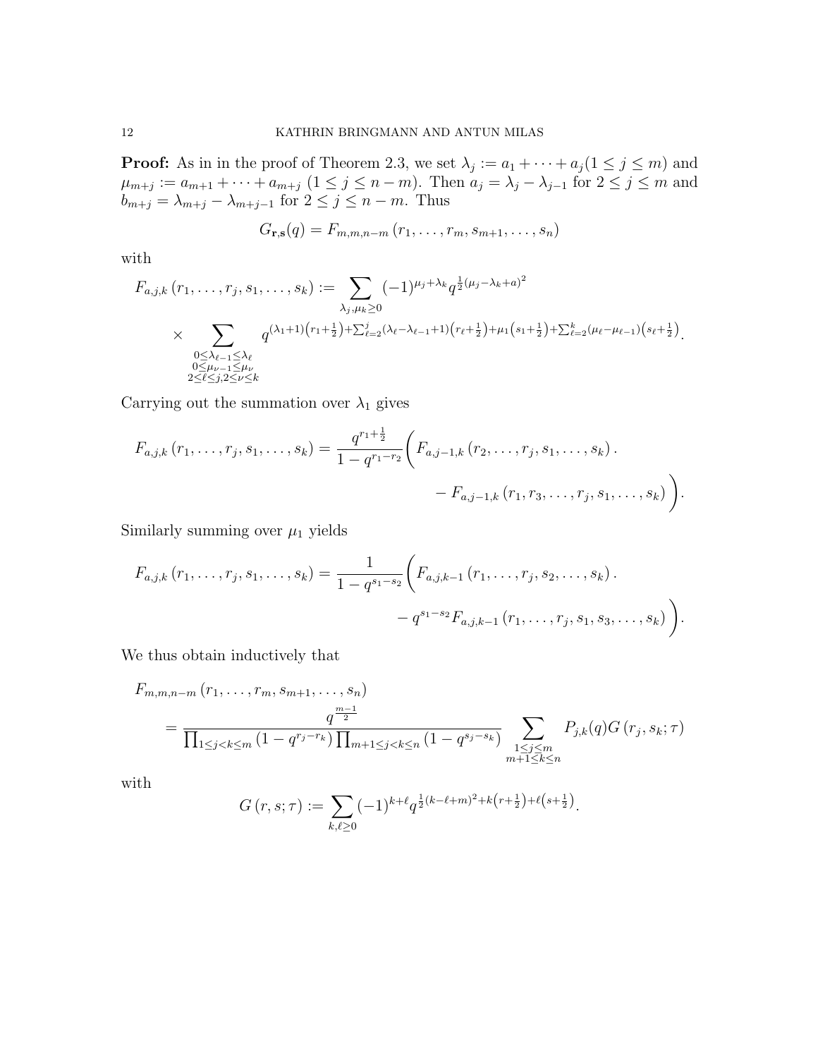**Proof:** As in in the proof of Theorem 2.3, we set $\lambda_j := a_1 + \cdots + a_j (1 \leq j \leq m)$ and $\mu_{m+j} := a_{m+1} + \cdots + a_{m+j}$ $(1 \leq j \leq n-m)$. Then $a_j = \lambda_j - \lambda_{j-1}$ for $2 \leq j \leq m$ and $b_{m+j} = \lambda_{m+j} - \lambda_{m+j-1}$ for $2 \leq j \leq n-m$. Thus

$$G_{\mathbf{r},\mathbf{s}}(q) = F_{m,m,n-m}\left(r_1, \ldots, r_m, s_{m+1}, \ldots, s_n\right)$$

with

$$F_{a,j,k}\left(r_1, \ldots, r_j, s_1, \ldots, s_k\right) := \sum_{\lambda_j, \mu_k \geq 0} (-1)^{\mu_j + \lambda_k} q^{\frac{1}{2}(\mu_j - \lambda_k + a)^2}$$
$$\times \sum_{\substack{0 \leq \lambda_{\ell-1} \leq \lambda_\ell \\ 0 \leq \mu_{\nu-1} \leq \mu_\nu \\ 2 \leq \ell \leq j, 2 \leq \nu \leq k}} q^{(\lambda_1+1)\left(r_1+\frac{1}{2}\right)+\sum_{\ell=2}^{j}(\lambda_\ell - \lambda_{\ell-1}+1)\left(r_\ell+\frac{1}{2}\right)+\mu_1\left(s_1+\frac{1}{2}\right)+\sum_{\ell=2}^{k}(\mu_\ell-\mu_{\ell-1})\left(s_\ell+\frac{1}{2}\right)}.$$

Carrying out the summation over $\lambda_1$ gives

$$F_{a,j,k}\left(r_1, \ldots, r_j, s_1, \ldots, s_k\right) = \frac{q^{r_1+\frac{1}{2}}}{1-q^{r_1-r_2}}\Bigg(F_{a,j-1,k}\left(r_2, \ldots, r_j, s_1, \ldots, s_k\right).$$
$$- F_{a,j-1,k}\left(r_1, r_3, \ldots, r_j, s_1, \ldots, s_k\right)\Bigg).$$

Similarly summing over $\mu_1$ yields

$$F_{a,j,k}\left(r_1, \ldots, r_j, s_1, \ldots, s_k\right) = \frac{1}{1-q^{s_1-s_2}}\Bigg(F_{a,j,k-1}\left(r_1, \ldots, r_j, s_2, \ldots, s_k\right).$$
$$- q^{s_1-s_2}F_{a,j,k-1}\left(r_1, \ldots, r_j, s_1, s_3, \ldots, s_k\right)\Bigg).$$

We thus obtain inductively that

$$F_{m,m,n-m}\left(r_1, \ldots, r_m, s_{m+1}, \ldots, s_n\right)$$
$$= \frac{q^{\frac{m-1}{2}}}{\prod_{1 \leq j < k \leq m}\left(1-q^{r_j-r_k}\right)\prod_{m+1 \leq j < k \leq n}\left(1-q^{s_j-s_k}\right)} \sum_{\substack{1 \leq j \leq m \\ m+1 \leq k \leq n}} P_{j,k}(q) G\left(r_j, s_k; \tau\right)$$

with

$$G\left(r, s; \tau\right) := \sum_{k, \ell \geq 0} (-1)^{k+\ell} q^{\frac{1}{2}(k-\ell+m)^2 + k\left(r+\frac{1}{2}\right)+\ell\left(s+\frac{1}{2}\right)}.$$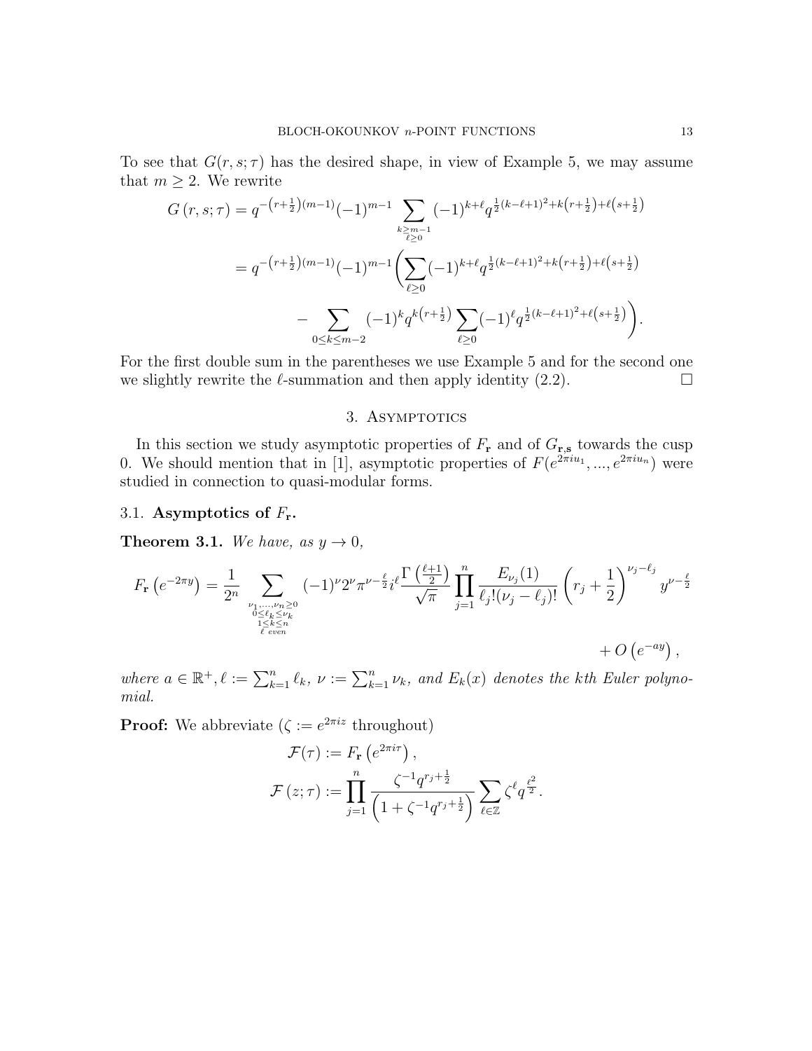To see that $G(r,s;\tau)$ has the desired shape, in view of Example 5, we may assume that $m \geq 2$. We rewrite

$$
\begin{aligned}
G\left(r,s;\tau\right) &= q^{-\left(r+\frac{1}{2}\right)(m-1)}(-1)^{m-1}\sum_{\substack{k\geq m-1\\ \ell\geq 0}}(-1)^{k+\ell}q^{\frac{1}{2}(k-\ell+1)^2+k\left(r+\frac{1}{2}\right)+\ell\left(s+\frac{1}{2}\right)}\\
&= q^{-\left(r+\frac{1}{2}\right)(m-1)}(-1)^{m-1}\Bigg(\sum_{\ell\geq 0}(-1)^{k+\ell}q^{\frac{1}{2}(k-\ell+1)^2+k\left(r+\frac{1}{2}\right)+\ell\left(s+\frac{1}{2}\right)}\\
&\qquad - \sum_{0\leq k\leq m-2}(-1)^k q^{k\left(r+\frac{1}{2}\right)}\sum_{\ell\geq 0}(-1)^\ell q^{\frac{1}{2}(k-\ell+1)^2+\ell\left(s+\frac{1}{2}\right)}\Bigg).
\end{aligned}
$$

For the first double sum in the parentheses we use Example 5 and for the second one we slightly rewrite the $\ell$-summation and then apply identity (2.2). $\square$

## 3. Asymptotics

In this section we study asymptotic properties of $F_{\mathbf{r}}$ and of $G_{\mathbf{r},\mathbf{s}}$ towards the cusp 0. We should mention that in [1], asymptotic properties of $F(e^{2\pi i u_1},...,e^{2\pi i u_n})$ were studied in connection to quasi-modular forms.

### 3.1. Asymptotics of $F_{\mathbf{r}}$.

**Theorem 3.1.** *We have, as $y \to 0$,*

$$
F_{\mathbf{r}}\left(e^{-2\pi y}\right) = \frac{1}{2^n}\sum_{\substack{\nu_1,\ldots,\nu_n\geq 0\\ 0\leq \ell_k\leq \nu_k\\ 1\leq k\leq n\\ \ell \text{ even}}}(-1)^\nu 2^\nu \pi^{\nu-\frac{\ell}{2}} i^\ell \frac{\Gamma\left(\frac{\ell+1}{2}\right)}{\sqrt{\pi}}\prod_{j=1}^n \frac{E_{\nu_j}(1)}{\ell_j!(\nu_j-\ell_j)!}\left(r_j+\frac{1}{2}\right)^{\nu_j-\ell_j} y^{\nu-\frac{\ell}{2}} + O\left(e^{-ay}\right),
$$

*where $a\in\mathbb{R}^+$, $\ell := \sum_{k=1}^n \ell_k$, $\nu := \sum_{k=1}^n \nu_k$, and $E_k(x)$ denotes the kth Euler polynomial.*

**Proof:** We abbreviate ($\zeta := e^{2\pi i z}$ throughout)

$$
\mathcal{F}(\tau) := F_{\mathbf{r}}\left(e^{2\pi i\tau}\right),
$$

$$
\mathcal{F}\left(z;\tau\right) := \prod_{j=1}^n \frac{\zeta^{-1}q^{r_j+\frac{1}{2}}}{\left(1+\zeta^{-1}q^{r_j+\frac{1}{2}}\right)}\sum_{\ell\in\mathbb{Z}}\zeta^\ell q^{\frac{\ell^2}{2}}.
$$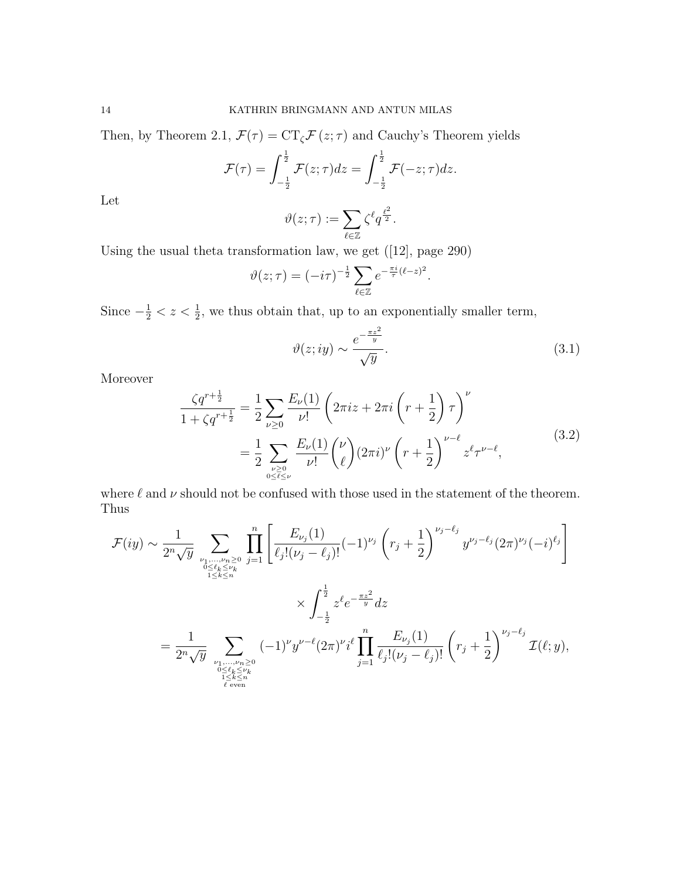Then, by Theorem 2.1, $\mathcal{F}(\tau) = \mathrm{CT}_\zeta \mathcal{F}(z;\tau)$ and Cauchy's Theorem yields

$$\mathcal{F}(\tau) = \int_{-\frac{1}{2}}^{\frac{1}{2}} \mathcal{F}(z;\tau) dz = \int_{-\frac{1}{2}}^{\frac{1}{2}} \mathcal{F}(-z;\tau) dz.$$

Let

$$\vartheta(z;\tau) := \sum_{\ell \in \mathbb{Z}} \zeta^\ell q^{\frac{\ell^2}{2}}.$$

Using the usual theta transformation law, we get ([12], page 290)

$$\vartheta(z;\tau) = (-i\tau)^{-\frac{1}{2}} \sum_{\ell \in \mathbb{Z}} e^{-\frac{\pi i}{\tau}(\ell - z)^2}.$$

Since $-\frac{1}{2} < z < \frac{1}{2}$, we thus obtain that, up to an exponentially smaller term,

$$\vartheta(z;iy) \sim \frac{e^{-\frac{\pi z^2}{y}}}{\sqrt{y}}. \tag{3.1}$$

Moreover

$$\begin{aligned}
\frac{\zeta q^{r+\frac{1}{2}}}{1+\zeta q^{r+\frac{1}{2}}} &= \frac{1}{2} \sum_{\nu \geq 0} \frac{E_\nu(1)}{\nu!} \left( 2\pi i z + 2\pi i \left( r + \frac{1}{2} \right) \tau \right)^\nu \\
&= \frac{1}{2} \sum_{\substack{\nu \geq 0 \\ 0 \leq \ell \leq \nu}} \frac{E_\nu(1)}{\nu!} \binom{\nu}{\ell} (2\pi i)^\nu \left( r + \frac{1}{2} \right)^{\nu - \ell} z^\ell \tau^{\nu - \ell},
\end{aligned} \tag{3.2}$$

where $\ell$ and $\nu$ should not be confused with those used in the statement of the theorem. Thus

$$\begin{aligned}
\mathcal{F}(iy) &\sim \frac{1}{2^n \sqrt{y}} \sum_{\substack{\nu_1, \ldots, \nu_n \geq 0 \\ 0 \leq \ell_k \leq \nu_k \\ 1 \leq k \leq n}} \prod_{j=1}^n \left[ \frac{E_{\nu_j}(1)}{\ell_j! (\nu_j - \ell_j)!} (-1)^{\nu_j} \left( r_j + \frac{1}{2} \right)^{\nu_j - \ell_j} y^{\nu_j - \ell_j} (2\pi)^{\nu_j} (-i)^{\ell_j} \right] \\
&\qquad \times \int_{-\frac{1}{2}}^{\frac{1}{2}} z^\ell e^{-\frac{\pi z^2}{y}} dz \\
&= \frac{1}{2^n \sqrt{y}} \sum_{\substack{\nu_1, \ldots, \nu_n \geq 0 \\ 0 \leq \ell_k \leq \nu_k \\ 1 \leq k \leq n \\ \ell \text{ even}}} (-1)^\nu y^{\nu - \ell} (2\pi)^\nu i^\ell \prod_{j=1}^n \frac{E_{\nu_j}(1)}{\ell_j! (\nu_j - \ell_j)!} \left( r_j + \frac{1}{2} \right)^{\nu_j - \ell_j} \mathcal{I}(\ell; y),
\end{aligned}$$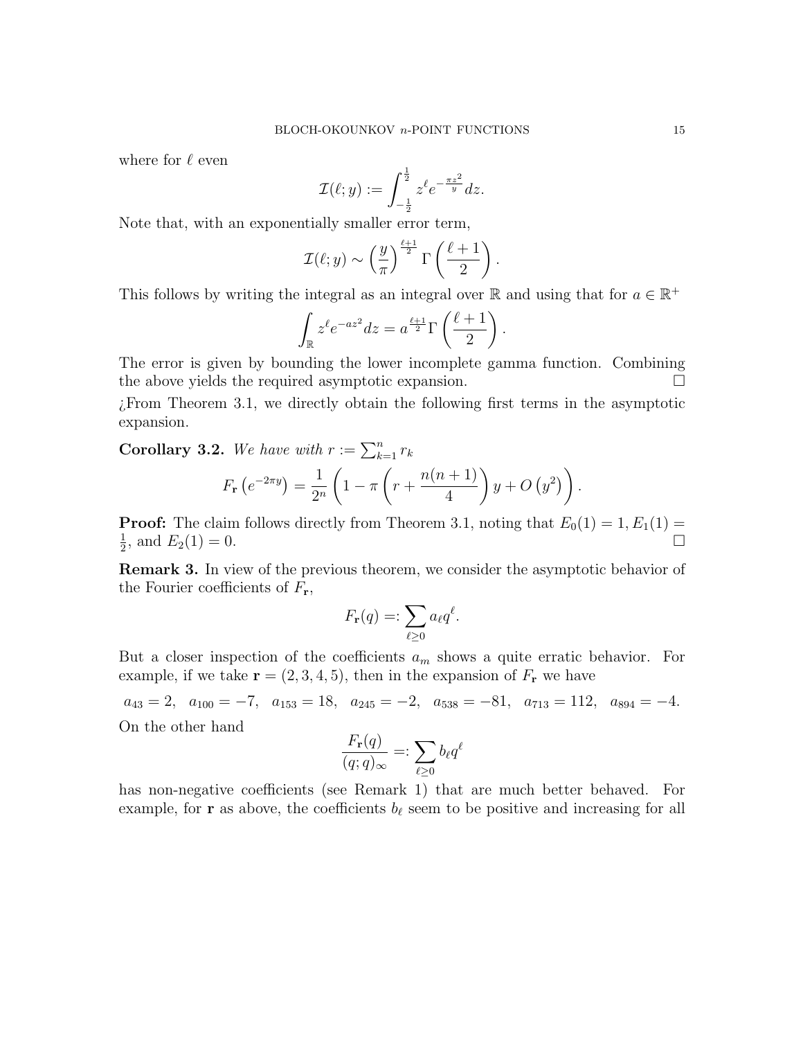where for $\ell$ even

$$\mathcal{I}(\ell; y) := \int_{-\frac{1}{2}}^{\frac{1}{2}} z^\ell e^{-\frac{\pi z^2}{y}} dz.$$

Note that, with an exponentially smaller error term,

$$\mathcal{I}(\ell; y) \sim \left(\frac{y}{\pi}\right)^{\frac{\ell+1}{2}} \Gamma\left(\frac{\ell+1}{2}\right).$$

This follows by writing the integral as an integral over $\mathbb{R}$ and using that for $a \in \mathbb{R}^+$

$$\int_{\mathbb{R}} z^\ell e^{-az^2} dz = a^{\frac{\ell+1}{2}} \Gamma\left(\frac{\ell+1}{2}\right).$$

The error is given by bounding the lower incomplete gamma function. Combining the above yields the required asymptotic expansion. □

¿From Theorem 3.1, we directly obtain the following first terms in the asymptotic expansion.

**Corollary 3.2.** *We have with* $r := \sum_{k=1}^n r_k$

$$F_{\mathbf{r}}\left(e^{-2\pi y}\right) = \frac{1}{2^n}\left(1 - \pi\left(r + \frac{n(n+1)}{4}\right)y + O\left(y^2\right)\right).$$

**Proof:** The claim follows directly from Theorem 3.1, noting that $E_0(1) = 1, E_1(1) = \frac{1}{2}$, and $E_2(1) = 0$. □

**Remark 3.** In view of the previous theorem, we consider the asymptotic behavior of the Fourier coefficients of $F_{\mathbf{r}}$,

$$F_{\mathbf{r}}(q) =: \sum_{\ell \geq 0} a_\ell q^\ell.$$

But a closer inspection of the coefficients $a_m$ shows a quite erratic behavior. For example, if we take $\mathbf{r} = (2, 3, 4, 5)$, then in the expansion of $F_{\mathbf{r}}$ we have

$$a_{43} = 2, \quad a_{100} = -7, \quad a_{153} = 18, \quad a_{245} = -2, \quad a_{538} = -81, \quad a_{713} = 112, \quad a_{894} = -4.$$

On the other hand

$$\frac{F_{\mathbf{r}}(q)}{(q;q)_\infty} =: \sum_{\ell \geq 0} b_\ell q^\ell$$

has non-negative coefficients (see Remark 1) that are much better behaved. For example, for $\mathbf{r}$ as above, the coefficients $b_\ell$ seem to be positive and increasing for all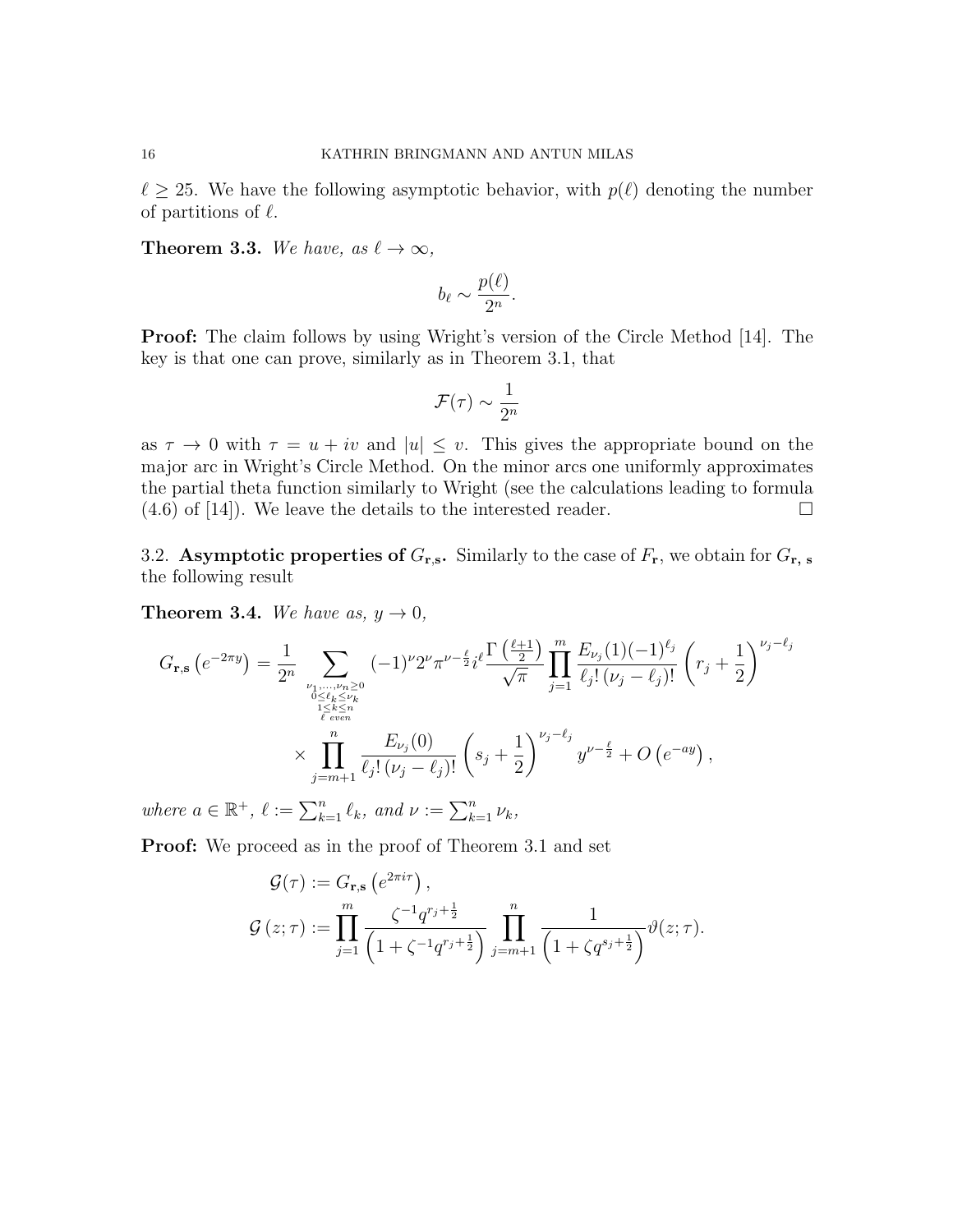$\ell \geq 25$. We have the following asymptotic behavior, with $p(\ell)$ denoting the number of partitions of $\ell$.

**Theorem 3.3.** *We have, as $\ell \to \infty$,*

$$b_\ell \sim \frac{p(\ell)}{2^n}.$$

**Proof:** The claim follows by using Wright's version of the Circle Method [14]. The key is that one can prove, similarly as in Theorem 3.1, that

$$\mathcal{F}(\tau) \sim \frac{1}{2^n}$$

as $\tau \to 0$ with $\tau = u + iv$ and $|u| \leq v$. This gives the appropriate bound on the major arc in Wright's Circle Method. On the minor arcs one uniformly approximates the partial theta function similarly to Wright (see the calculations leading to formula (4.6) of [14]). We leave the details to the interested reader. $\square$

### 3.2. Asymptotic properties of $G_{\mathbf{r},\mathbf{s}}$.

Similarly to the case of $F_{\mathbf{r}}$, we obtain for $G_{\mathbf{r},\,\mathbf{s}}$ the following result

**Theorem 3.4.** *We have as, $y \to 0$,*

$$G_{\mathbf{r},\mathbf{s}}\left(e^{-2\pi y}\right) = \frac{1}{2^n} \sum_{\substack{\nu_1,\ldots,\nu_n \geq 0 \\ 0 \leq \ell_k \leq \nu_k \\ 1 \leq k \leq n \\ \ell \text{ even}}} (-1)^\nu 2^\nu \pi^{\nu - \frac{\ell}{2}} i^\ell \frac{\Gamma\left(\frac{\ell+1}{2}\right)}{\sqrt{\pi}} \prod_{j=1}^m \frac{E_{\nu_j}(1)(-1)^{\ell_j}}{\ell_j!\,(\nu_j - \ell_j)!} \left(r_j + \frac{1}{2}\right)^{\nu_j - \ell_j}$$
$$\times \prod_{j=m+1}^n \frac{E_{\nu_j}(0)}{\ell_j!\,(\nu_j - \ell_j)!} \left(s_j + \frac{1}{2}\right)^{\nu_j - \ell_j} y^{\nu - \frac{\ell}{2}} + O\left(e^{-ay}\right),$$

*where $a \in \mathbb{R}^+$, $\ell := \sum_{k=1}^n \ell_k$, and $\nu := \sum_{k=1}^n \nu_k$,*

**Proof:** We proceed as in the proof of Theorem 3.1 and set

$$\mathcal{G}(\tau) := G_{\mathbf{r},\mathbf{s}}\left(e^{2\pi i \tau}\right),$$
$$\mathcal{G}\left(z;\tau\right) := \prod_{j=1}^m \frac{\zeta^{-1} q^{r_j + \frac{1}{2}}}{\left(1 + \zeta^{-1} q^{r_j + \frac{1}{2}}\right)} \prod_{j=m+1}^n \frac{1}{\left(1 + \zeta q^{s_j + \frac{1}{2}}\right)} \vartheta(z;\tau).$$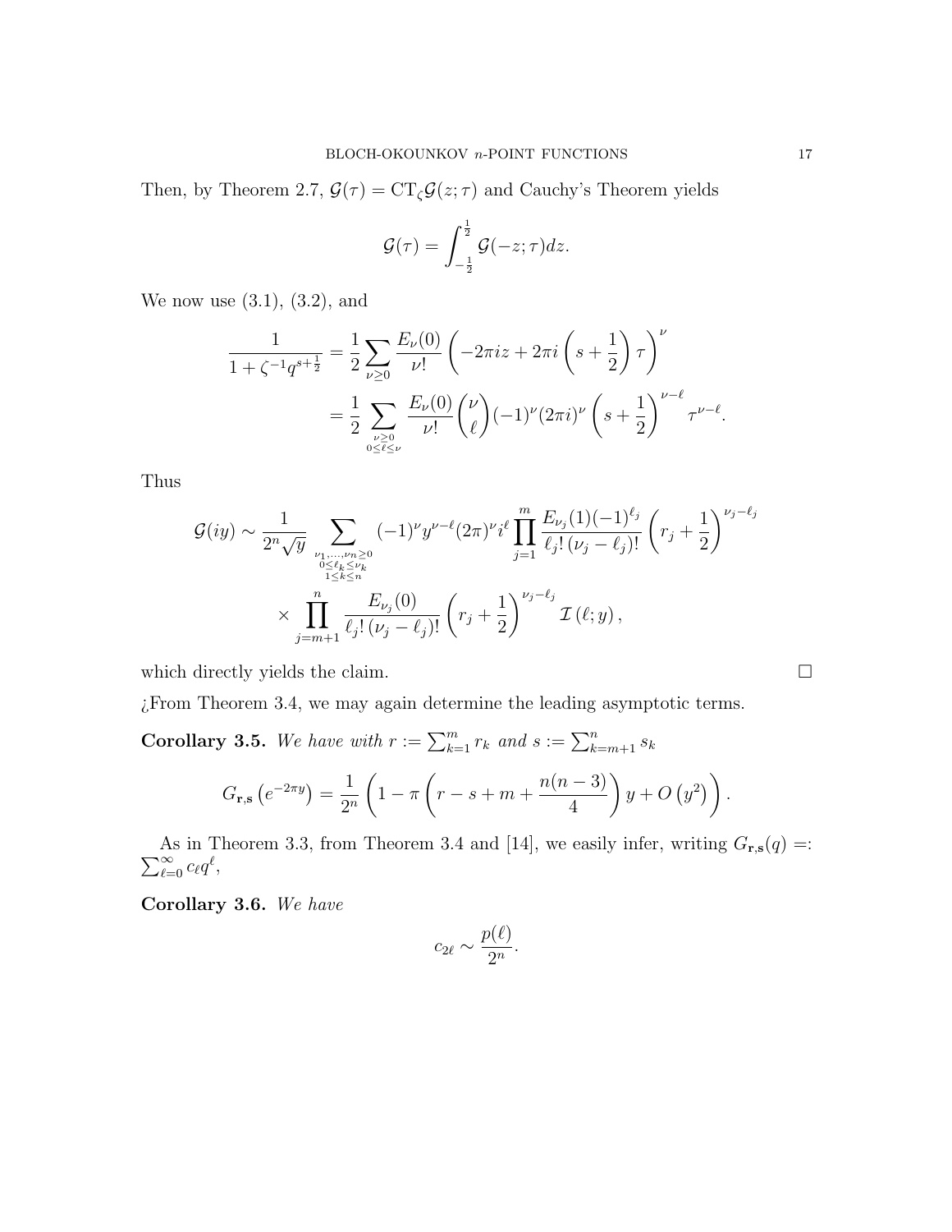Then, by Theorem 2.7, $\mathcal{G}(\tau) = \mathrm{CT}_\zeta \mathcal{G}(z;\tau)$ and Cauchy's Theorem yields

$$\mathcal{G}(\tau) = \int_{-\frac{1}{2}}^{\frac{1}{2}} \mathcal{G}(-z;\tau) dz.$$

We now use (3.1), (3.2), and

$$\begin{aligned}
\frac{1}{1+\zeta^{-1}q^{s+\frac{1}{2}}} &= \frac{1}{2}\sum_{\nu\geq 0} \frac{E_\nu(0)}{\nu!}\left(-2\pi i z + 2\pi i\left(s+\frac{1}{2}\right)\tau\right)^\nu \\
&= \frac{1}{2}\sum_{\substack{\nu\geq 0\\ 0\leq \ell\leq \nu}} \frac{E_\nu(0)}{\nu!}\binom{\nu}{\ell}(-1)^\nu (2\pi i)^\nu \left(s+\frac{1}{2}\right)^{\nu-\ell}\tau^{\nu-\ell}.
\end{aligned}$$

Thus

$$\begin{aligned}
\mathcal{G}(iy) \sim \frac{1}{2^n\sqrt{y}} &\sum_{\substack{\nu_1,\ldots,\nu_n\geq 0\\ 0\leq \ell_k\leq \nu_k\\ 1\leq k\leq n}} (-1)^\nu y^{\nu-\ell}(2\pi)^\nu i^\ell \prod_{j=1}^{m} \frac{E_{\nu_j}(1)(-1)^{\ell_j}}{\ell_j!\,(\nu_j-\ell_j)!}\left(r_j+\frac{1}{2}\right)^{\nu_j-\ell_j} \\
&\times \prod_{j=m+1}^{n} \frac{E_{\nu_j}(0)}{\ell_j!\,(\nu_j-\ell_j)!}\left(r_j+\frac{1}{2}\right)^{\nu_j-\ell_j}\mathcal{I}\left(\ell;y\right),
\end{aligned}$$

which directly yields the claim. □

¿From Theorem 3.4, we may again determine the leading asymptotic terms.

**Corollary 3.5.** *We have with* $r := \sum_{k=1}^m r_k$ *and* $s := \sum_{k=m+1}^n s_k$

$$G_{\mathbf{r},\mathbf{s}}\left(e^{-2\pi y}\right) = \frac{1}{2^n}\left(1-\pi\left(r-s+m+\frac{n(n-3)}{4}\right)y + O\left(y^2\right)\right).$$

As in Theorem 3.3, from Theorem 3.4 and [14], we easily infer, writing $G_{\mathbf{r},\mathbf{s}}(q) =: \sum_{\ell=0}^\infty c_\ell q^\ell$,

**Corollary 3.6.** *We have*

$$c_{2\ell} \sim \frac{p(\ell)}{2^n}.$$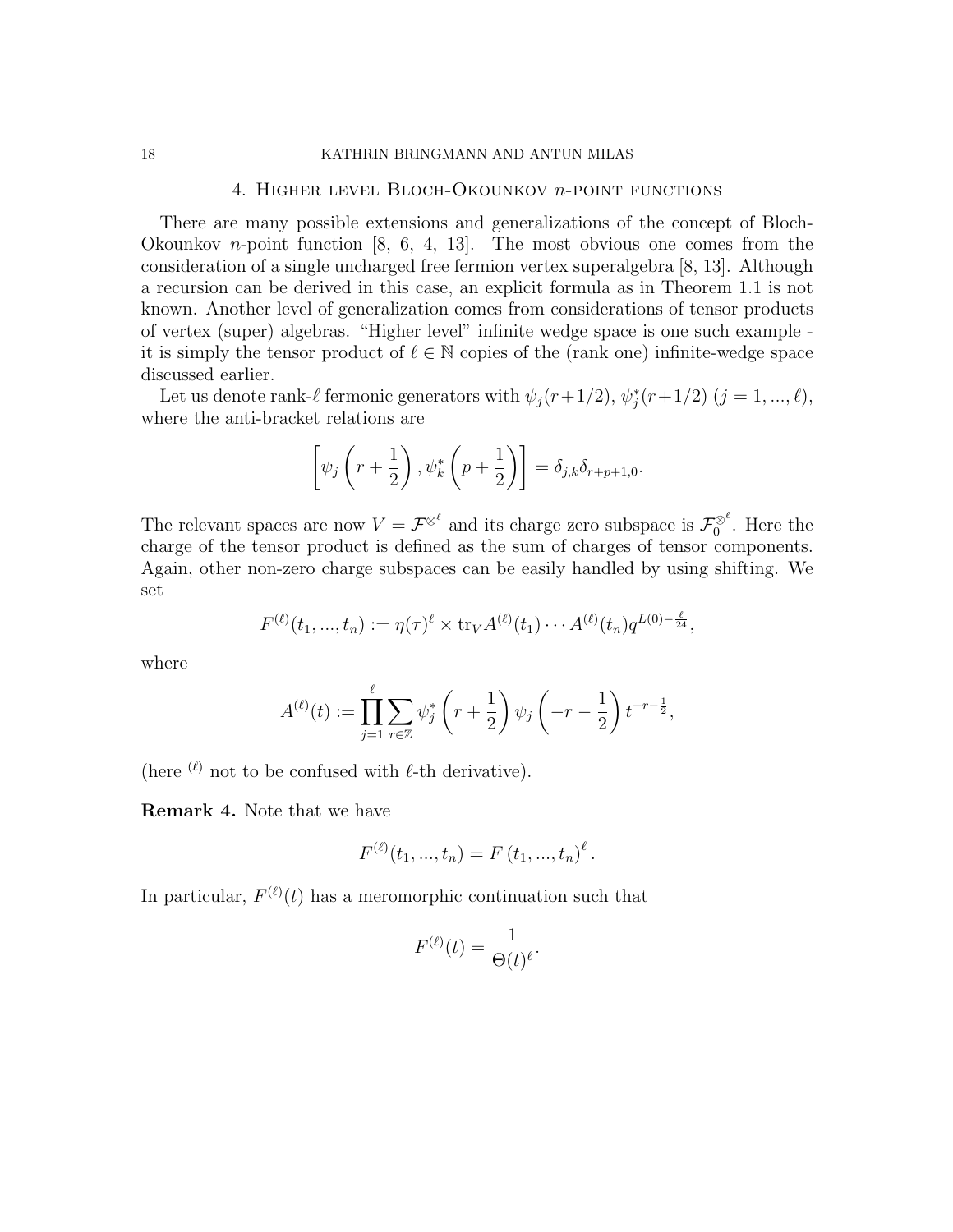## 4. Higher level Bloch-Okounkov $n$-point functions

There are many possible extensions and generalizations of the concept of Bloch-Okounkov $n$-point function [8, 6, 4, 13]. The most obvious one comes from the consideration of a single uncharged free fermion vertex superalgebra [8, 13]. Although a recursion can be derived in this case, an explicit formula as in Theorem 1.1 is not known. Another level of generalization comes from considerations of tensor products of vertex (super) algebras. "Higher level" infinite wedge space is one such example - it is simply the tensor product of $\ell \in \mathbb{N}$ copies of the (rank one) infinite-wedge space discussed earlier.

Let us denote rank-$\ell$ fermonic generators with $\psi_j(r+1/2)$, $\psi_j^*(r+1/2)$ $(j = 1, ..., \ell)$, where the anti-bracket relations are

$$\left[\psi_j\left(r+\frac{1}{2}\right), \psi_k^*\left(p+\frac{1}{2}\right)\right] = \delta_{j,k}\delta_{r+p+1,0}.$$

The relevant spaces are now $V = \mathcal{F}^{\otimes^\ell}$ and its charge zero subspace is $\mathcal{F}_0^{\otimes^\ell}$. Here the charge of the tensor product is defined as the sum of charges of tensor components. Again, other non-zero charge subspaces can be easily handled by using shifting. We set

$$F^{(\ell)}(t_1, ..., t_n) := \eta(\tau)^\ell \times \operatorname{tr}_V A^{(\ell)}(t_1) \cdots A^{(\ell)}(t_n) q^{L(0)-\frac{\ell}{24}},$$

where

$$A^{(\ell)}(t) := \prod_{j=1}^{\ell} \sum_{r\in\mathbb{Z}} \psi_j^*\left(r+\frac{1}{2}\right)\psi_j\left(-r-\frac{1}{2}\right)t^{-r-\frac{1}{2}},$$

(here ${}^{(\ell)}$ not to be confused with $\ell$-th derivative).

**Remark 4.** Note that we have

$$F^{(\ell)}(t_1, ..., t_n) = F\left(t_1, ..., t_n\right)^\ell.$$

In particular, $F^{(\ell)}(t)$ has a meromorphic continuation such that

$$F^{(\ell)}(t) = \frac{1}{\Theta(t)^\ell}.$$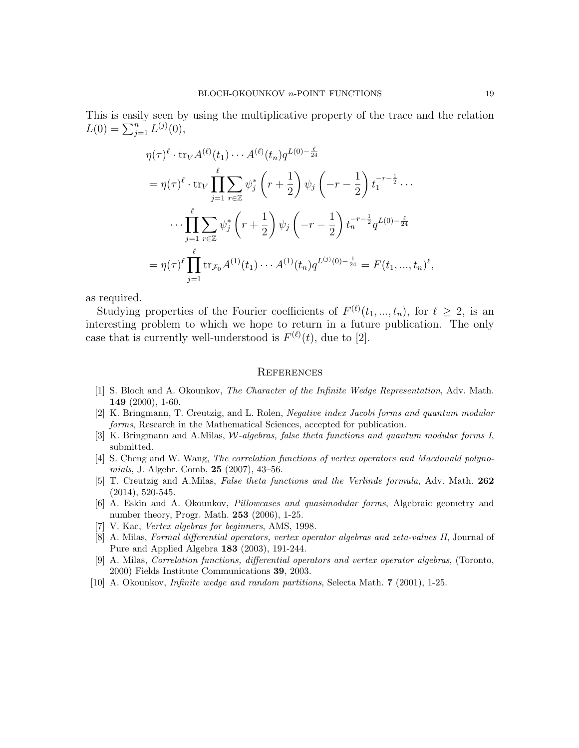This is easily seen by using the multiplicative property of the trace and the relation $L(0) = \sum_{j=1}^{n} L^{(j)}(0)$,

$$
\begin{aligned}
&\eta(\tau)^\ell \cdot \mathrm{tr}_V A^{(\ell)}(t_1) \cdots A^{(\ell)}(t_n) q^{L(0)-\frac{\ell}{24}} \\
&= \eta(\tau)^\ell \cdot \mathrm{tr}_V \prod_{j=1}^{\ell} \sum_{r\in\mathbb{Z}} \psi_j^*\left(r+\frac{1}{2}\right)\psi_j\left(-r-\frac{1}{2}\right) t_1^{-r-\frac{1}{2}} \cdots \\
&\qquad \cdots \prod_{j=1}^{\ell} \sum_{r\in\mathbb{Z}} \psi_j^*\left(r+\frac{1}{2}\right)\psi_j\left(-r-\frac{1}{2}\right) t_n^{-r-\frac{1}{2}} q^{L(0)-\frac{\ell}{24}} \\
&= \eta(\tau)^\ell \prod_{j=1}^{\ell} \mathrm{tr}_{\mathcal{F}_0} A^{(1)}(t_1) \cdots A^{(1)}(t_n) q^{L^{(j)}(0)-\frac{1}{24}} = F(t_1,...,t_n)^\ell,
\end{aligned}
$$

as required.

Studying properties of the Fourier coefficients of $F^{(\ell)}(t_1,...,t_n)$, for $\ell \geq 2$, is an interesting problem to which we hope to return in a future publication. The only case that is currently well-understood is $F^{(\ell)}(t)$, due to [2].

## References

[1] S. Bloch and A. Okounkov, *The Character of the Infinite Wedge Representation*, Adv. Math. **149** (2000), 1-60.

[2] K. Bringmann, T. Creutzig, and L. Rolen, *Negative index Jacobi forms and quantum modular forms*, Research in the Mathematical Sciences, accepted for publication.

[3] K. Bringmann and A.Milas, *$\mathcal{W}$-algebras, false theta functions and quantum modular forms I*, submitted.

[4] S. Cheng and W. Wang, *The correlation functions of vertex operators and Macdonald polynomials*, J. Algebr. Comb. **25** (2007), 43–56.

[5] T. Creutzig and A.Milas, *False theta functions and the Verlinde formula*, Adv. Math. **262** (2014), 520-545.

[6] A. Eskin and A. Okounkov, *Pillowcases and quasimodular forms*, Algebraic geometry and number theory, Progr. Math. **253** (2006), 1-25.

[7] V. Kac, *Vertex algebras for beginners*, AMS, 1998.

[8] A. Milas, *Formal differential operators, vertex operator algebras and zeta-values II*, Journal of Pure and Applied Algebra **183** (2003), 191-244.

[9] A. Milas, *Correlation functions, differential operators and vertex operator algebras*, (Toronto, 2000) Fields Institute Communications **39**, 2003.

[10] A. Okounkov, *Infinite wedge and random partitions*, Selecta Math. **7** (2001), 1-25.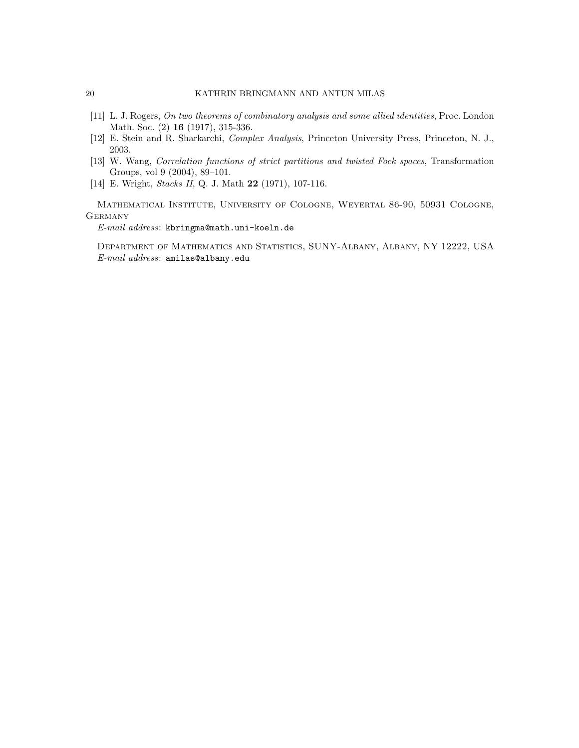[11] L. J. Rogers, *On two theorems of combinatory analysis and some allied identities*, Proc. London Math. Soc. (2) **16** (1917), 315-336.

[12] E. Stein and R. Sharkarchi, *Complex Analysis*, Princeton University Press, Princeton, N. J., 2003.

[13] W. Wang, *Correlation functions of strict partitions and twisted Fock spaces*, Transformation Groups, vol 9 (2004), 89–101.

[14] E. Wright, *Stacks II*, Q. J. Math **22** (1971), 107-116.

Mathematical Institute, University of Cologne, Weyertal 86-90, 50931 Cologne, Germany

*E-mail address*: kbringma@math.uni-koeln.de

Department of Mathematics and Statistics, SUNY-Albany, Albany, NY 12222, USA

*E-mail address*: amilas@albany.edu